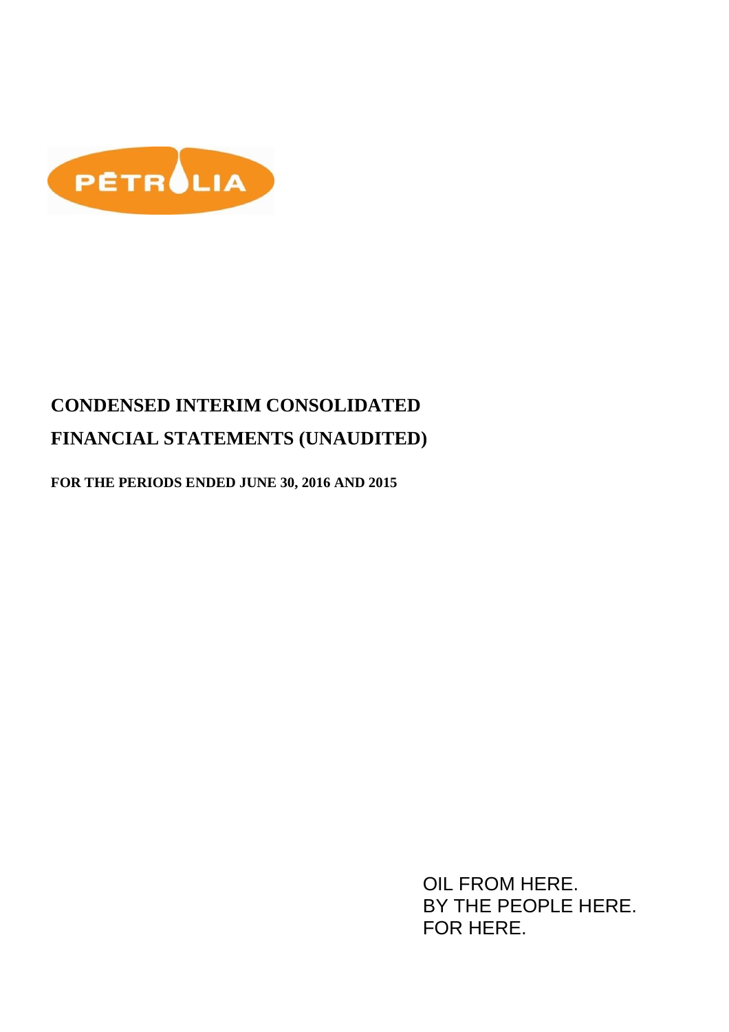PÉTROLIA

# CONDENSED INTERIM CONSOLIDATED FINANCIAL STATEMENTS (UNAUDITED)

**FOR THE PERIODS ENDED JUNE 30, 2016 AND 2015**

OIL FROM HERE.
BY THE PEOPLE HERE.
FOR HERE.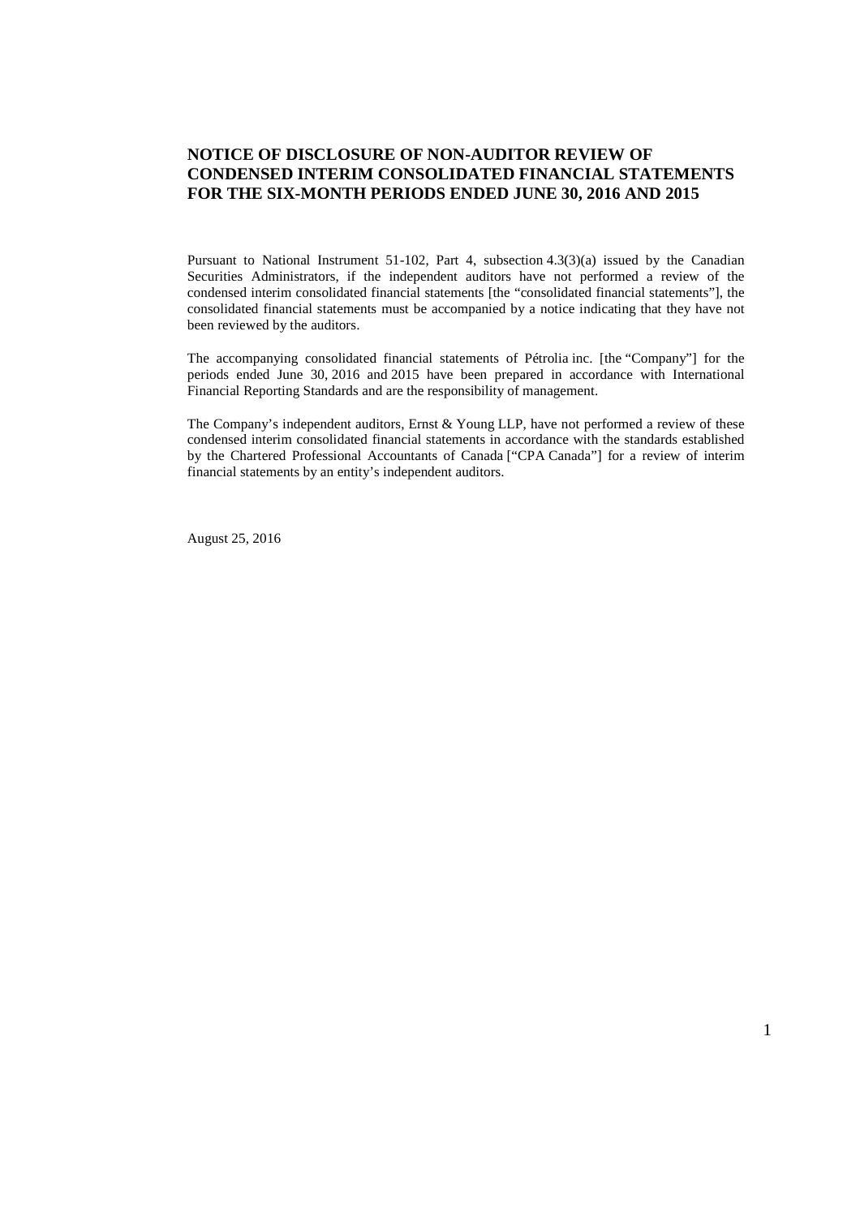# NOTICE OF DISCLOSURE OF NON-AUDITOR REVIEW OF CONDENSED INTERIM CONSOLIDATED FINANCIAL STATEMENTS FOR THE SIX-MONTH PERIODS ENDED JUNE 30, 2016 AND 2015

Pursuant to National Instrument 51-102, Part 4, subsection 4.3(3)(a) issued by the Canadian Securities Administrators, if the independent auditors have not performed a review of the condensed interim consolidated financial statements [the "consolidated financial statements"], the consolidated financial statements must be accompanied by a notice indicating that they have not been reviewed by the auditors.

The accompanying consolidated financial statements of Pétrolia inc. [the "Company"] for the periods ended June 30, 2016 and 2015 have been prepared in accordance with International Financial Reporting Standards and are the responsibility of management.

The Company's independent auditors, Ernst & Young LLP, have not performed a review of these condensed interim consolidated financial statements in accordance with the standards established by the Chartered Professional Accountants of Canada ["CPA Canada"] for a review of interim financial statements by an entity's independent auditors.

August 25, 2016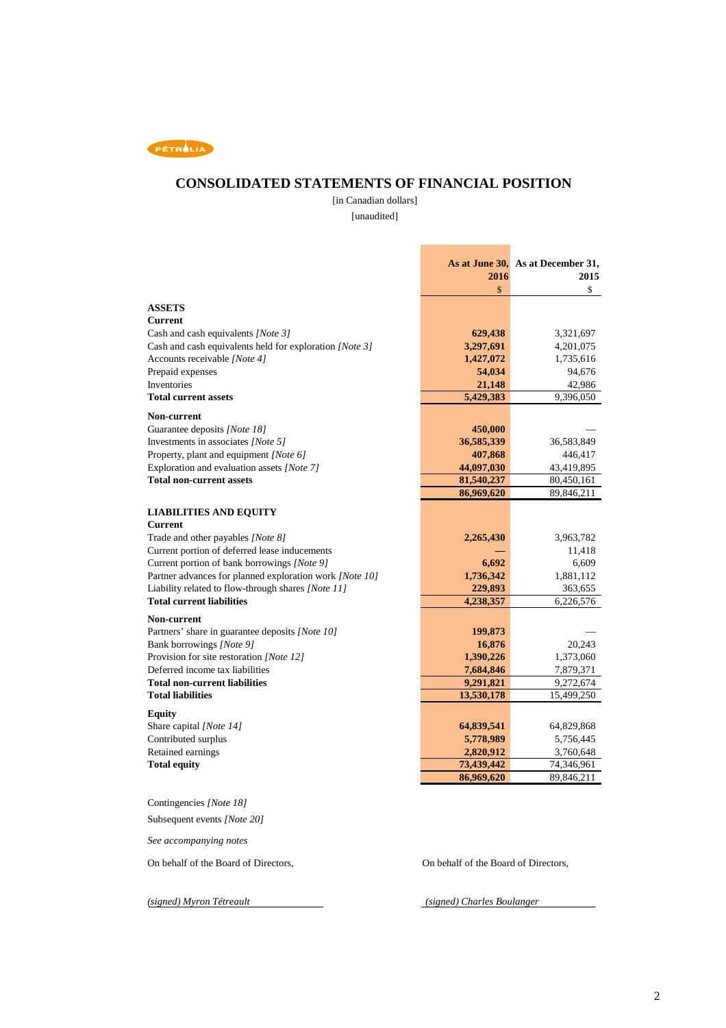PÉTROLIA

# CONSOLIDATED STATEMENTS OF FINANCIAL POSITION

[in Canadian dollars]

[unaudited]

| | As at June 30, 2016 | As at December 31, 2015 |
|---|---|---|
| | $ | $ |
| **ASSETS** | | |
| **Current** | | |
| Cash and cash equivalents *[Note 3]* | **629,438** | 3,321,697 |
| Cash and cash equivalents held for exploration *[Note 3]* | **3,297,691** | 4,201,075 |
| Accounts receivable *[Note 4]* | **1,427,072** | 1,735,616 |
| Prepaid expenses | **54,034** | 94,676 |
| Inventories | **21,148** | 42,986 |
| **Total current assets** | **5,429,383** | 9,396,050 |
| **Non-current** | | |
| Guarantee deposits *[Note 18]* | **450,000** | — |
| Investments in associates *[Note 5]* | **36,585,339** | 36,583,849 |
| Property, plant and equipment *[Note 6]* | **407,868** | 446,417 |
| Exploration and evaluation assets *[Note 7]* | **44,097,030** | 43,419,895 |
| **Total non-current assets** | **81,540,237** | 80,450,161 |
| | **86,969,620** | 89,846,211 |
| **LIABILITIES AND EQUITY** | | |
| **Current** | | |
| Trade and other payables *[Note 8]* | **2,265,430** | 3,963,782 |
| Current portion of deferred lease inducements | **—** | 11,418 |
| Current portion of bank borrowings *[Note 9]* | **6,692** | 6,609 |
| Partner advances for planned exploration work *[Note 10]* | **1,736,342** | 1,881,112 |
| Liability related to flow-through shares *[Note 11]* | **229,893** | 363,655 |
| **Total current liabilities** | **4,238,357** | 6,226,576 |
| **Non-current** | | |
| Partners' share in guarantee deposits *[Note 10]* | **199,873** | — |
| Bank borrowings *[Note 9]* | **16,876** | 20,243 |
| Provision for site restoration *[Note 12]* | **1,390,226** | 1,373,060 |
| Deferred income tax liabilities | **7,684,846** | 7,879,371 |
| **Total non-current liabilities** | **9,291,821** | 9,272,674 |
| **Total liabilities** | **13,530,178** | 15,499,250 |
| **Equity** | | |
| Share capital *[Note 14]* | **64,839,541** | 64,829,868 |
| Contributed surplus | **5,778,989** | 5,756,445 |
| Retained earnings | **2,820,912** | 3,760,648 |
| **Total equity** | **73,439,442** | 74,346,961 |
| | **86,969,620** | 89,846,211 |

Contingencies *[Note 18]*

Subsequent events *[Note 20]*

*See accompanying notes*

On behalf of the Board of Directors,

*(signed) Myron Tétreault*

On behalf of the Board of Directors,

*(signed) Charles Boulanger*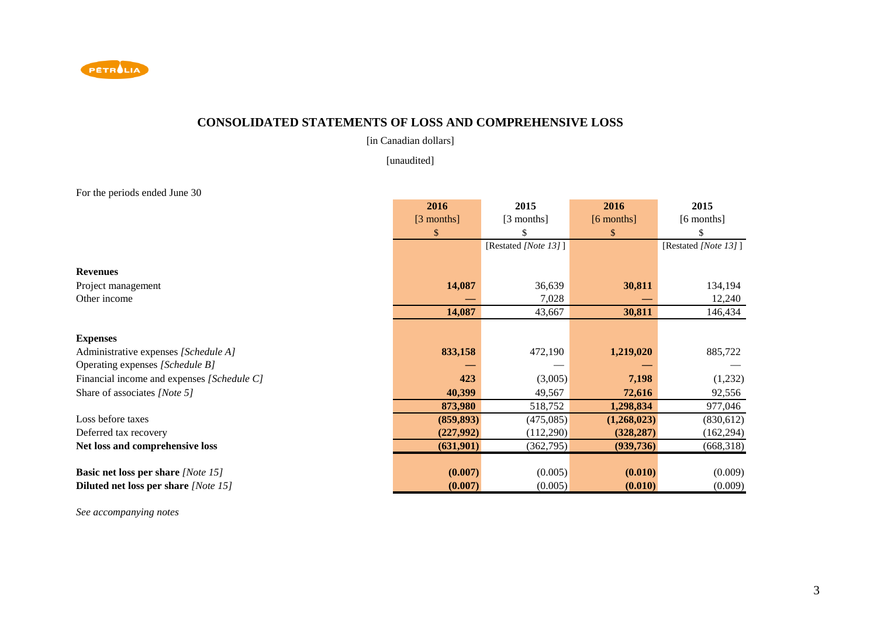## CONSOLIDATED STATEMENTS OF LOSS AND COMPREHENSIVE LOSS

[in Canadian dollars]

[unaudited]

For the periods ended June 30

| | **2016** | **2015** | **2016** | **2015** |
|---|---|---|---|---|
| | [3 months] | [3 months] | [6 months] | [6 months] |
| | $ | $ | $ | $ |
| | | [Restated *[Note 13]* ] | | [Restated *[Note 13]* ] |
| **Revenues** | | | | |
| Project management | **14,087** | 36,639 | **30,811** | 134,194 |
| Other income | **—** | 7,028 | **—** | 12,240 |
| | **14,087** | 43,667 | **30,811** | 146,434 |
| **Expenses** | | | | |
| Administrative expenses *[Schedule A]* | **833,158** | 472,190 | **1,219,020** | 885,722 |
| Operating expenses *[Schedule B]* | **—** | — | **—** | — |
| Financial income and expenses *[Schedule C]* | **423** | (3,005) | **7,198** | (1,232) |
| Share of associates *[Note 5]* | **40,399** | 49,567 | **72,616** | 92,556 |
| | **873,980** | 518,752 | **1,298,834** | 977,046 |
| Loss before taxes | **(859,893)** | (475,085) | **(1,268,023)** | (830,612) |
| Deferred tax recovery | **(227,992)** | (112,290) | **(328,287)** | (162,294) |
| **Net loss and comprehensive loss** | **(631,901)** | (362,795) | **(939,736)** | (668,318) |
| **Basic net loss per share** *[Note 15]* | **(0.007)** | (0.005) | **(0.010)** | (0.009) |
| **Diluted net loss per share** *[Note 15]* | **(0.007)** | (0.005) | **(0.010)** | (0.009) |

*See accompanying notes*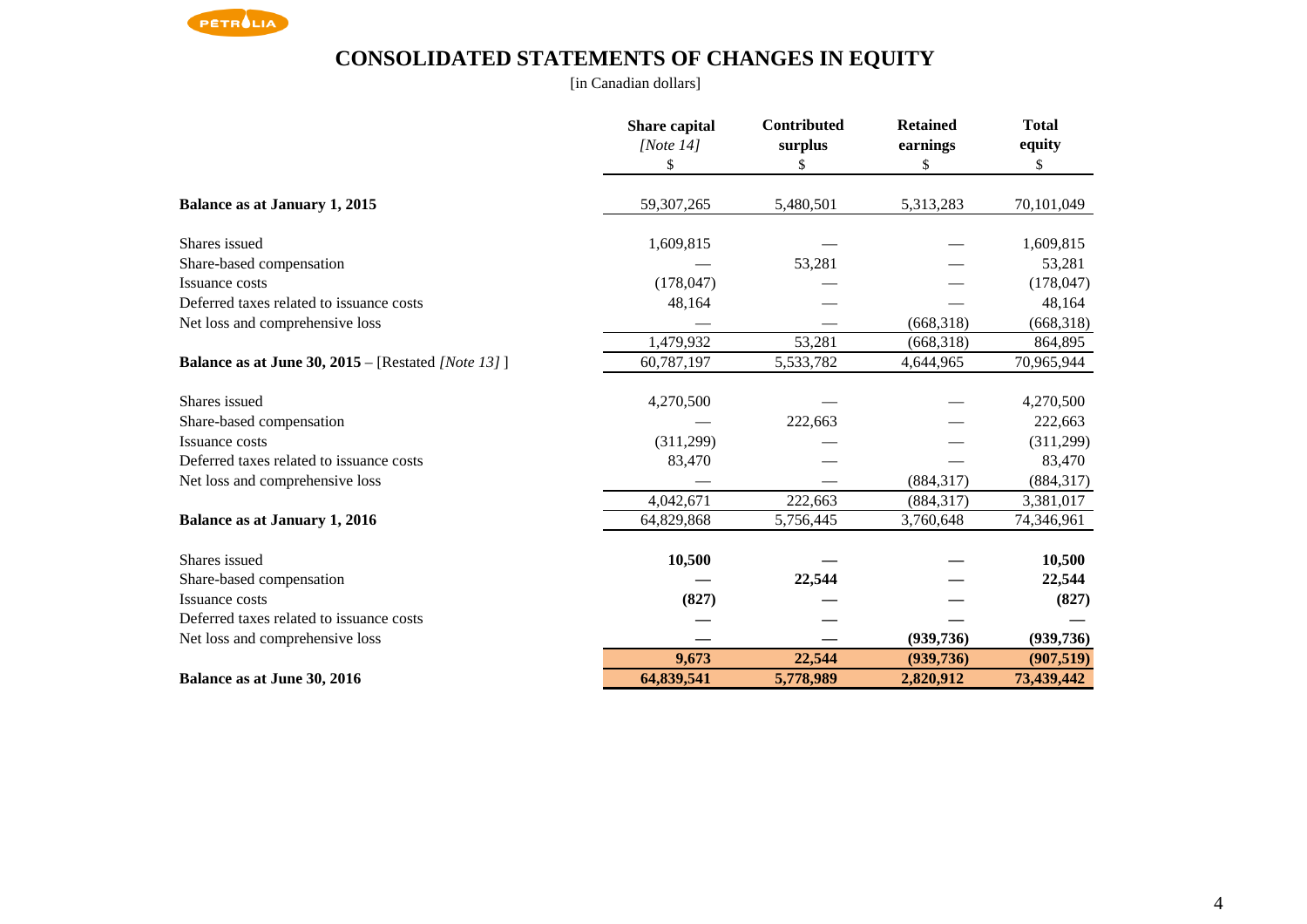# CONSOLIDATED STATEMENTS OF CHANGES IN EQUITY

[in Canadian dollars]

| | Share capital *[Note 14]* $ | Contributed surplus $ | Retained earnings $ | Total equity $ |
|---|---|---|---|---|
| **Balance as at January 1, 2015** | 59,307,265 | 5,480,501 | 5,313,283 | 70,101,049 |
| Shares issued | 1,609,815 | — | — | 1,609,815 |
| Share-based compensation | — | 53,281 | — | 53,281 |
| Issuance costs | (178,047) | — | — | (178,047) |
| Deferred taxes related to issuance costs | 48,164 | — | — | 48,164 |
| Net loss and comprehensive loss | — | — | (668,318) | (668,318) |
| | 1,479,932 | 53,281 | (668,318) | 864,895 |
| **Balance as at June 30, 2015** – [Restated *[Note 13]* ] | 60,787,197 | 5,533,782 | 4,644,965 | 70,965,944 |
| Shares issued | 4,270,500 | — | — | 4,270,500 |
| Share-based compensation | — | 222,663 | — | 222,663 |
| Issuance costs | (311,299) | — | — | (311,299) |
| Deferred taxes related to issuance costs | 83,470 | — | — | 83,470 |
| Net loss and comprehensive loss | — | — | (884,317) | (884,317) |
| | 4,042,671 | 222,663 | (884,317) | 3,381,017 |
| **Balance as at January 1, 2016** | 64,829,868 | 5,756,445 | 3,760,648 | 74,346,961 |
| Shares issued | **10,500** | **—** | **—** | **10,500** |
| Share-based compensation | **—** | **22,544** | **—** | **22,544** |
| Issuance costs | **(827)** | **—** | **—** | **(827)** |
| Deferred taxes related to issuance costs | **—** | **—** | **—** | **—** |
| Net loss and comprehensive loss | **—** | **—** | **(939,736)** | **(939,736)** |
| | **9,673** | **22,544** | **(939,736)** | **(907,519)** |
| **Balance as at June 30, 2016** | **64,839,541** | **5,778,989** | **2,820,912** | **73,439,442** |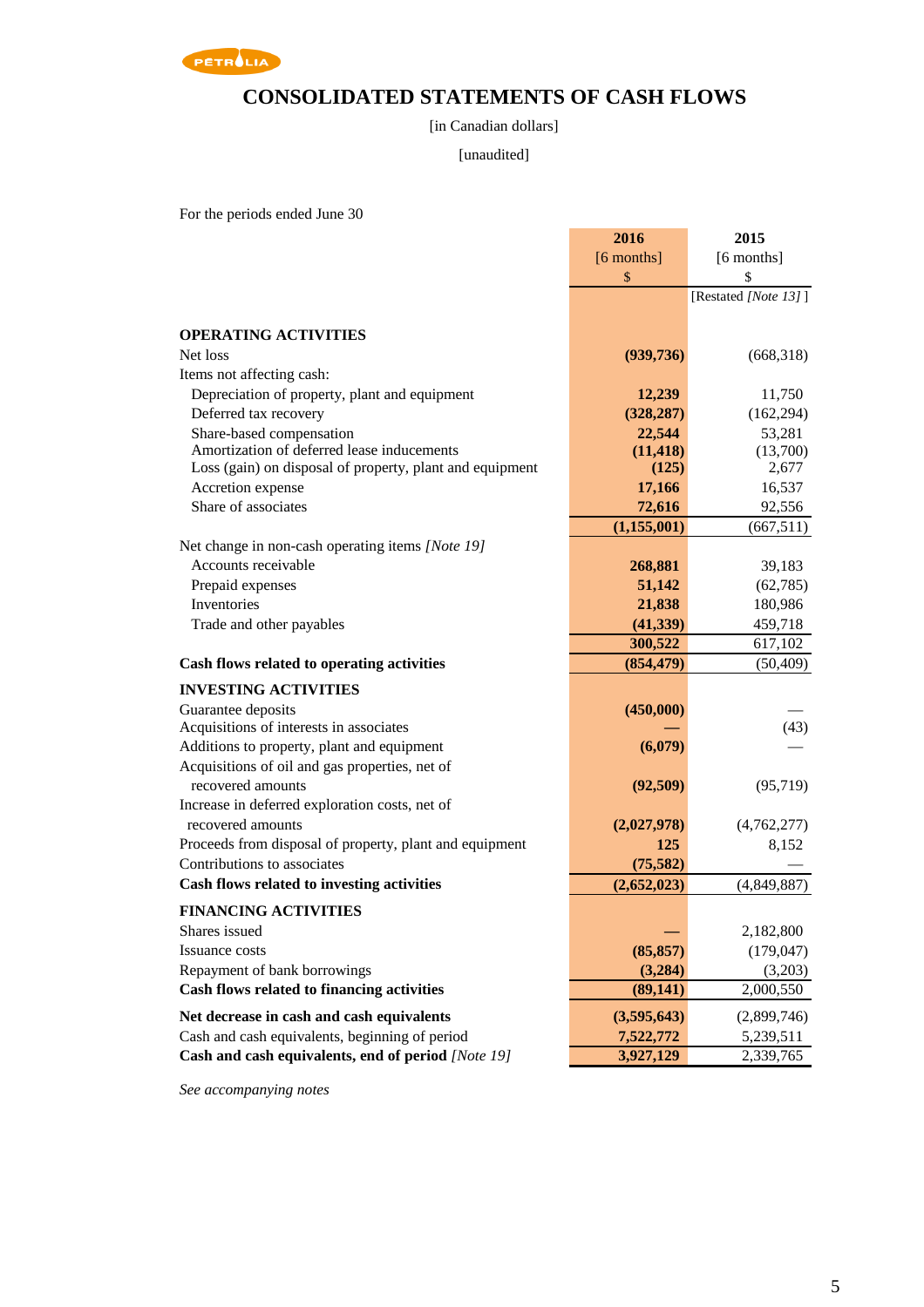# CONSOLIDATED STATEMENTS OF CASH FLOWS

[in Canadian dollars]

[unaudited]

For the periods ended June 30

| | 2016 [6 months] $ | 2015 [6 months] $ [Restated *[Note 13]* ] |
|---|---|---|
| **OPERATING ACTIVITIES** | | |
| Net loss | **(939,736)** | (668,318) |
| Items not affecting cash: | | |
| Depreciation of property, plant and equipment | **12,239** | 11,750 |
| Deferred tax recovery | **(328,287)** | (162,294) |
| Share-based compensation | **22,544** | 53,281 |
| Amortization of deferred lease inducements | **(11,418)** | (13,700) |
| Loss (gain) on disposal of property, plant and equipment | **(125)** | 2,677 |
| Accretion expense | **17,166** | 16,537 |
| Share of associates | **72,616** | 92,556 |
| | **(1,155,001)** | (667,511) |
| Net change in non-cash operating items *[Note 19]* | | |
| Accounts receivable | **268,881** | 39,183 |
| Prepaid expenses | **51,142** | (62,785) |
| Inventories | **21,838** | 180,986 |
| Trade and other payables | **(41,339)** | 459,718 |
| | **300,522** | 617,102 |
| **Cash flows related to operating activities** | **(854,479)** | (50,409) |
| **INVESTING ACTIVITIES** | | |
| Guarantee deposits | **(450,000)** | — |
| Acquisitions of interests in associates | **—** | (43) |
| Additions to property, plant and equipment | **(6,079)** | — |
| Acquisitions of oil and gas properties, net of recovered amounts | **(92,509)** | (95,719) |
| Increase in deferred exploration costs, net of recovered amounts | **(2,027,978)** | (4,762,277) |
| Proceeds from disposal of property, plant and equipment | **125** | 8,152 |
| Contributions to associates | **(75,582)** | — |
| **Cash flows related to investing activities** | **(2,652,023)** | (4,849,887) |
| **FINANCING ACTIVITIES** | | |
| Shares issued | **—** | 2,182,800 |
| Issuance costs | **(85,857)** | (179,047) |
| Repayment of bank borrowings | **(3,284)** | (3,203) |
| **Cash flows related to financing activities** | **(89,141)** | 2,000,550 |
| **Net decrease in cash and cash equivalents** | **(3,595,643)** | (2,899,746) |
| Cash and cash equivalents, beginning of period | **7,522,772** | 5,239,511 |
| **Cash and cash equivalents, end of period** *[Note 19]* | **3,927,129** | 2,339,765 |

*See accompanying notes*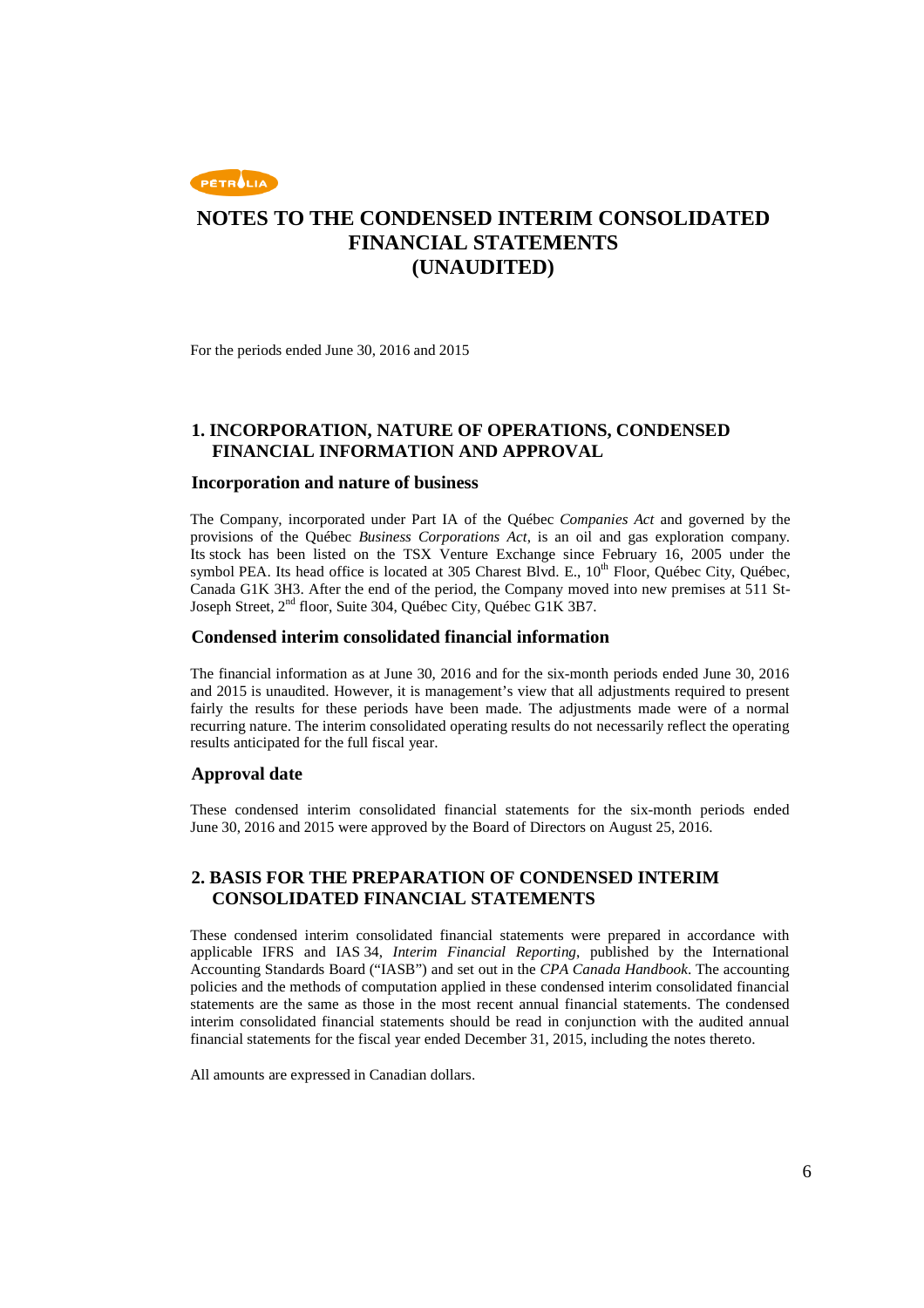# NOTES TO THE CONDENSED INTERIM CONSOLIDATED FINANCIAL STATEMENTS (UNAUDITED)

For the periods ended June 30, 2016 and 2015

## 1. INCORPORATION, NATURE OF OPERATIONS, CONDENSED FINANCIAL INFORMATION AND APPROVAL

### Incorporation and nature of business

The Company, incorporated under Part IA of the Québec *Companies Act* and governed by the provisions of the Québec *Business Corporations Act*, is an oil and gas exploration company. Its stock has been listed on the TSX Venture Exchange since February 16, 2005 under the symbol PEA. Its head office is located at 305 Charest Blvd. E., 10th Floor, Québec City, Québec, Canada G1K 3H3. After the end of the period, the Company moved into new premises at 511 St-Joseph Street, 2nd floor, Suite 304, Québec City, Québec G1K 3B7.

### Condensed interim consolidated financial information

The financial information as at June 30, 2016 and for the six-month periods ended June 30, 2016 and 2015 is unaudited. However, it is management's view that all adjustments required to present fairly the results for these periods have been made. The adjustments made were of a normal recurring nature. The interim consolidated operating results do not necessarily reflect the operating results anticipated for the full fiscal year.

### Approval date

These condensed interim consolidated financial statements for the six-month periods ended June 30, 2016 and 2015 were approved by the Board of Directors on August 25, 2016.

## 2. BASIS FOR THE PREPARATION OF CONDENSED INTERIM CONSOLIDATED FINANCIAL STATEMENTS

These condensed interim consolidated financial statements were prepared in accordance with applicable IFRS and IAS 34, *Interim Financial Reporting*, published by the International Accounting Standards Board ("IASB") and set out in the *CPA Canada Handbook*. The accounting policies and the methods of computation applied in these condensed interim consolidated financial statements are the same as those in the most recent annual financial statements. The condensed interim consolidated financial statements should be read in conjunction with the audited annual financial statements for the fiscal year ended December 31, 2015, including the notes thereto.

All amounts are expressed in Canadian dollars.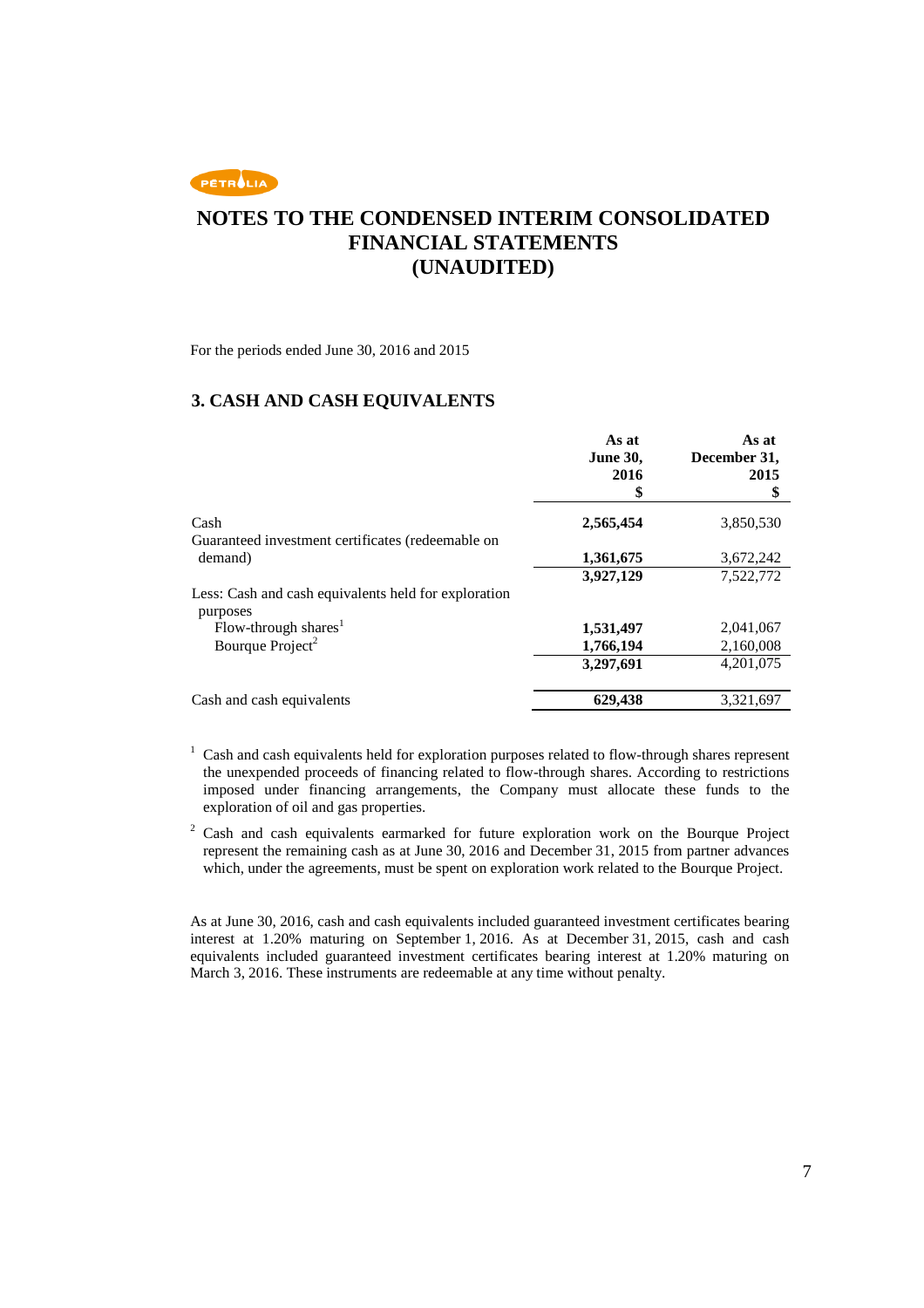# NOTES TO THE CONDENSED INTERIM CONSOLIDATED FINANCIAL STATEMENTS (UNAUDITED)

For the periods ended June 30, 2016 and 2015

## 3. CASH AND CASH EQUIVALENTS

| | As at June 30, 2016 $ | As at December 31, 2015 $ |
|---|---|---|
| Cash | **2,565,454** | 3,850,530 |
| Guaranteed investment certificates (redeemable on demand) | **1,361,675** | 3,672,242 |
| | **3,927,129** | 7,522,772 |
| Less: Cash and cash equivalents held for exploration purposes | | |
| Flow-through shares[1] | **1,531,497** | 2,041,067 |
| Bourque Project[2] | **1,766,194** | 2,160,008 |
| | **3,297,691** | 4,201,075 |
| Cash and cash equivalents | **629,438** | 3,321,697 |

[1] Cash and cash equivalents held for exploration purposes related to flow-through shares represent the unexpended proceeds of financing related to flow-through shares. According to restrictions imposed under financing arrangements, the Company must allocate these funds to the exploration of oil and gas properties.

[2] Cash and cash equivalents earmarked for future exploration work on the Bourque Project represent the remaining cash as at June 30, 2016 and December 31, 2015 from partner advances which, under the agreements, must be spent on exploration work related to the Bourque Project.

As at June 30, 2016, cash and cash equivalents included guaranteed investment certificates bearing interest at 1.20% maturing on September 1, 2016. As at December 31, 2015, cash and cash equivalents included guaranteed investment certificates bearing interest at 1.20% maturing on March 3, 2016. These instruments are redeemable at any time without penalty.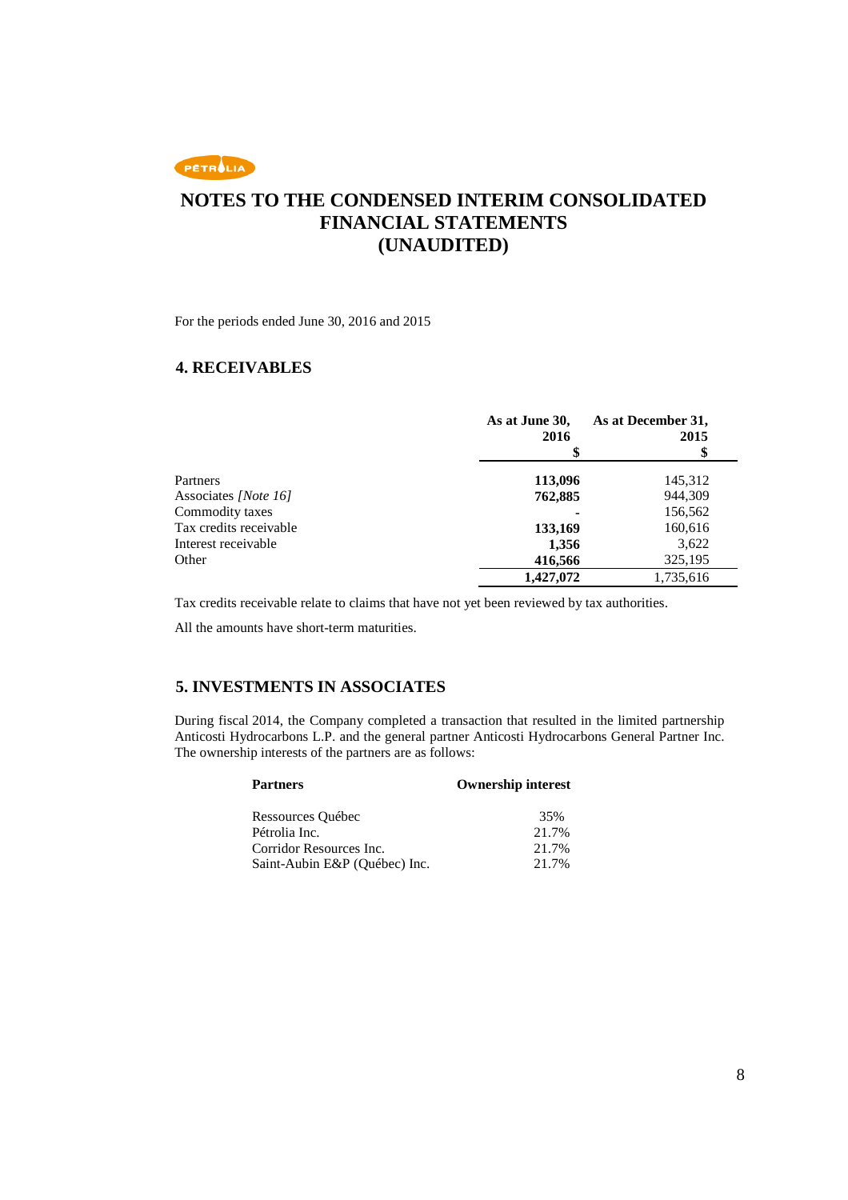# NOTES TO THE CONDENSED INTERIM CONSOLIDATED FINANCIAL STATEMENTS (UNAUDITED)

For the periods ended June 30, 2016 and 2015

## 4. RECEIVABLES

| | As at June 30, 2016 $ | As at December 31, 2015 $ |
|---|---|---|
| Partners | **113,096** | 145,312 |
| Associates *[Note 16]* | **762,885** | 944,309 |
| Commodity taxes | **-** | 156,562 |
| Tax credits receivable | **133,169** | 160,616 |
| Interest receivable | **1,356** | 3,622 |
| Other | **416,566** | 325,195 |
| | **1,427,072** | 1,735,616 |

Tax credits receivable relate to claims that have not yet been reviewed by tax authorities.

All the amounts have short-term maturities.

## 5. INVESTMENTS IN ASSOCIATES

During fiscal 2014, the Company completed a transaction that resulted in the limited partnership Anticosti Hydrocarbons L.P. and the general partner Anticosti Hydrocarbons General Partner Inc. The ownership interests of the partners are as follows:

| Partners | Ownership interest |
|---|---|
| Ressources Québec | 35% |
| Pétrolia Inc. | 21.7% |
| Corridor Resources Inc. | 21.7% |
| Saint-Aubin E&P (Québec) Inc. | 21.7% |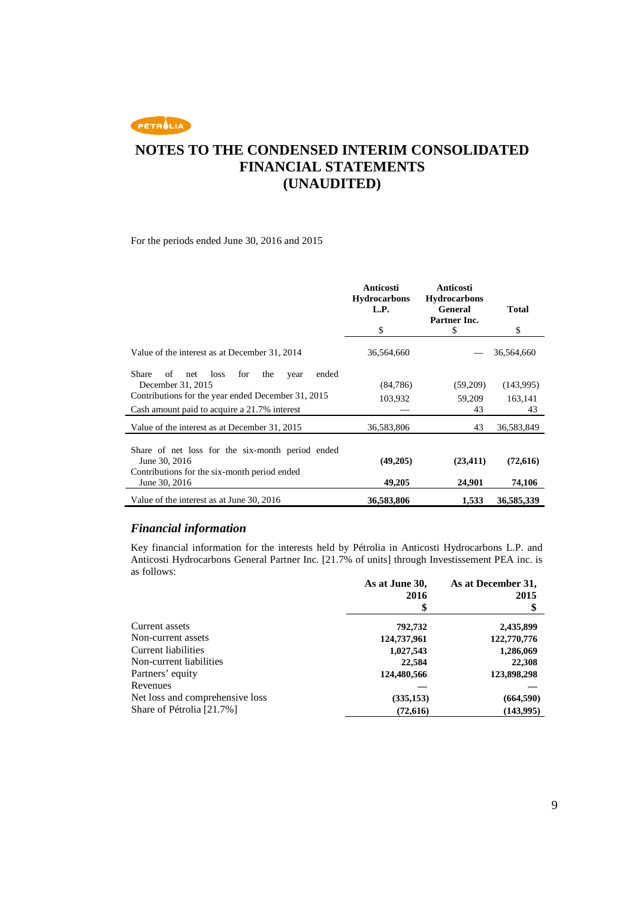# NOTES TO THE CONDENSED INTERIM CONSOLIDATED FINANCIAL STATEMENTS (UNAUDITED)

For the periods ended June 30, 2016 and 2015

| | Anticosti Hydrocarbons L.P. | Anticosti Hydrocarbons General Partner Inc. | Total |
|---|---|---|---|
| | $ | $ | $ |
| Value of the interest as at December 31, 2014 | 36,564,660 | — | 36,564,660 |
| Share of net loss for the year ended December 31, 2015 | (84,786) | (59,209) | (143,995) |
| Contributions for the year ended December 31, 2015 | 103,932 | 59,209 | 163,141 |
| Cash amount paid to acquire a 21.7% interest | — | 43 | 43 |
| Value of the interest as at December 31, 2015 | 36,583,806 | 43 | 36,583,849 |
| Share of net loss for the six-month period ended June 30, 2016 | **(49,205)** | **(23,411)** | **(72,616)** |
| Contributions for the six-month period ended June 30, 2016 | **49,205** | **24,901** | **74,106** |
| Value of the interest as at June 30, 2016 | **36,583,806** | **1,533** | **36,585,339** |

## *Financial information*

Key financial information for the interests held by Pétrolia in Anticosti Hydrocarbons L.P. and Anticosti Hydrocarbons General Partner Inc. [21.7% of units] through Investissement PEA inc. is as follows:

| | As at June 30, 2016 | As at December 31, 2015 |
|---|---|---|
| | $ | $ |
| Current assets | **792,732** | **2,435,899** |
| Non-current assets | **124,737,961** | **122,770,776** |
| Current liabilities | **1,027,543** | **1,286,069** |
| Non-current liabilities | **22,584** | **22,308** |
| Partners' equity | **124,480,566** | **123,898,298** |
| Revenues | — | — |
| Net loss and comprehensive loss | **(335,153)** | **(664,590)** |
| Share of Pétrolia [21.7%] | **(72,616)** | **(143,995)** |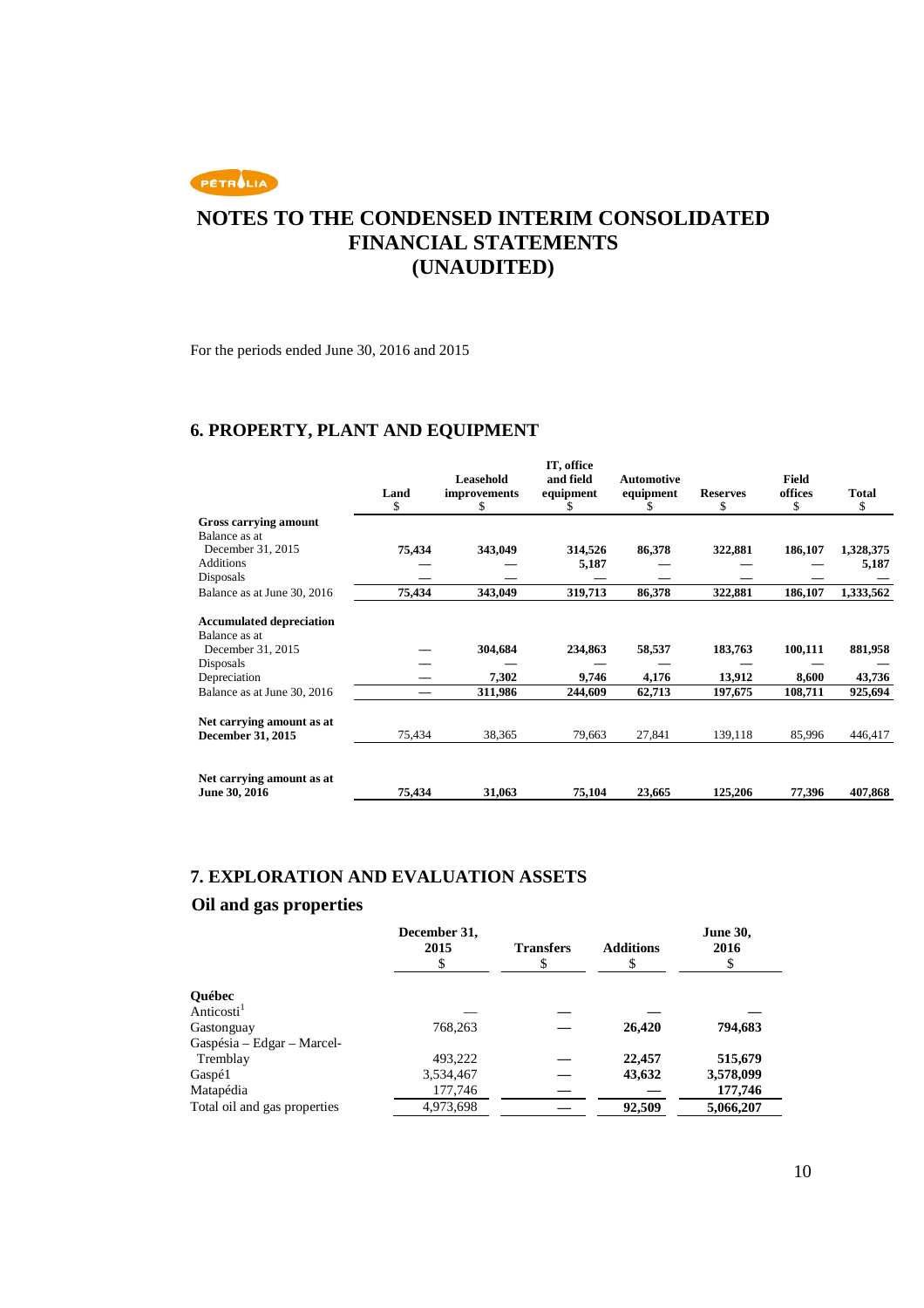# NOTES TO THE CONDENSED INTERIM CONSOLIDATED FINANCIAL STATEMENTS (UNAUDITED)

For the periods ended June 30, 2016 and 2015

## 6. PROPERTY, PLANT AND EQUIPMENT

| | Land $ | Leasehold improvements $ | IT, office and field equipment $ | Automotive equipment $ | Reserves $ | Field offices $ | Total $ |
|---|---|---|---|---|---|---|---|
| **Gross carrying amount** | | | | | | | |
| Balance as at December 31, 2015 | **75,434** | **343,049** | **314,526** | **86,378** | **322,881** | **186,107** | **1,328,375** |
| Additions | — | — | **5,187** | — | — | — | **5,187** |
| Disposals | — | — | — | — | — | — | — |
| Balance as at June 30, 2016 | **75,434** | **343,049** | **319,713** | **86,378** | **322,881** | **186,107** | **1,333,562** |
| **Accumulated depreciation** | | | | | | | |
| Balance as at December 31, 2015 | — | **304,684** | **234,863** | **58,537** | **183,763** | **100,111** | **881,958** |
| Disposals | — | — | — | — | — | — | — |
| Depreciation | — | **7,302** | **9,746** | **4,176** | **13,912** | **8,600** | **43,736** |
| Balance as at June 30, 2016 | — | **311,986** | **244,609** | **62,713** | **197,675** | **108,711** | **925,694** |
| **Net carrying amount as at December 31, 2015** | 75,434 | 38,365 | 79,663 | 27,841 | 139,118 | 85,996 | 446,417 |
| **Net carrying amount as at June 30, 2016** | **75,434** | **31,063** | **75,104** | **23,665** | **125,206** | **77,396** | **407,868** |

## 7. EXPLORATION AND EVALUATION ASSETS

### Oil and gas properties

| | December 31, 2015 $ | Transfers $ | Additions $ | June 30, 2016 $ |
|---|---|---|---|---|
| **Québec** | | | | |
| Anticosti[1] | — | — | — | — |
| Gastonguay | 768,263 | — | **26,420** | **794,683** |
| Gaspésia – Edgar – Marcel-Tremblay | 493,222 | — | **22,457** | **515,679** |
| Gaspé1 | 3,534,467 | — | **43,632** | **3,578,099** |
| Matapédia | 177,746 | — | — | **177,746** |
| Total oil and gas properties | 4,973,698 | — | **92,509** | **5,066,207** |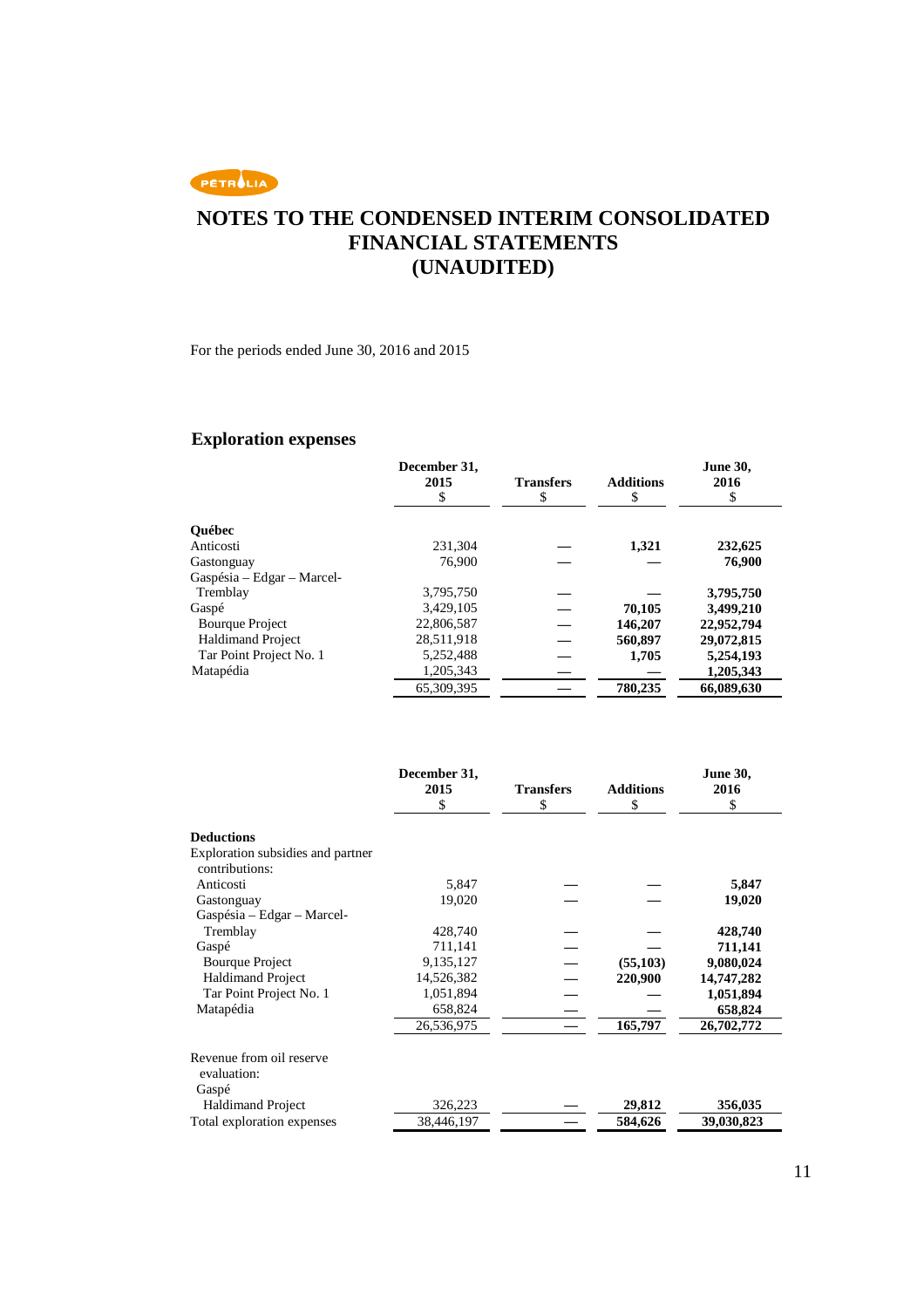# NOTES TO THE CONDENSED INTERIM CONSOLIDATED FINANCIAL STATEMENTS (UNAUDITED)

For the periods ended June 30, 2016 and 2015

## Exploration expenses

| | December 31, 2015<br>$ | Transfers<br>$ | Additions<br>$ | June 30, 2016<br>$ |
|---|---|---|---|---|
| **Québec** | | | | |
| Anticosti | 231,304 | — | **1,321** | **232,625** |
| Gastonguay | 76,900 | — | — | **76,900** |
| Gaspésia – Edgar – Marcel-Tremblay | 3,795,750 | — | — | **3,795,750** |
| Gaspé | 3,429,105 | — | **70,105** | **3,499,210** |
| Bourque Project | 22,806,587 | — | **146,207** | **22,952,794** |
| Haldimand Project | 28,511,918 | — | **560,897** | **29,072,815** |
| Tar Point Project No. 1 | 5,252,488 | — | **1,705** | **5,254,193** |
| Matapédia | 1,205,343 | — | — | **1,205,343** |
| | 65,309,395 | — | **780,235** | **66,089,630** |

| | December 31, 2015<br>$ | Transfers<br>$ | Additions<br>$ | June 30, 2016<br>$ |
|---|---|---|---|---|
| **Deductions** | | | | |
| Exploration subsidies and partner contributions: | | | | |
| Anticosti | 5,847 | — | — | **5,847** |
| Gastonguay | 19,020 | — | — | **19,020** |
| Gaspésia – Edgar – Marcel-Tremblay | 428,740 | — | — | **428,740** |
| Gaspé | 711,141 | — | — | **711,141** |
| Bourque Project | 9,135,127 | — | **(55,103)** | **9,080,024** |
| Haldimand Project | 14,526,382 | — | **220,900** | **14,747,282** |
| Tar Point Project No. 1 | 1,051,894 | — | — | **1,051,894** |
| Matapédia | 658,824 | — | — | **658,824** |
| | 26,536,975 | — | **165,797** | **26,702,772** |
| Revenue from oil reserve evaluation: | | | | |
| Gaspé | | | | |
| Haldimand Project | 326,223 | — | **29,812** | **356,035** |
| Total exploration expenses | 38,446,197 | — | **584,626** | **39,030,823** |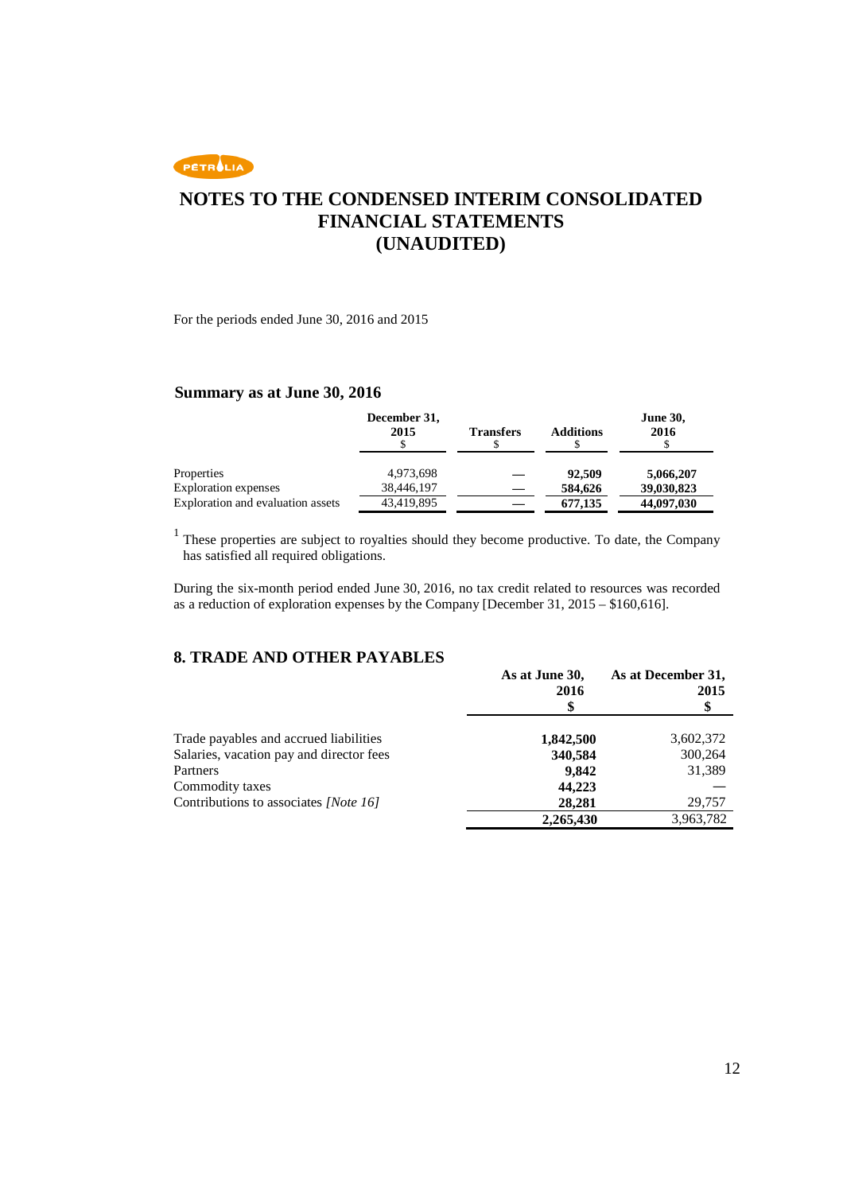# NOTES TO THE CONDENSED INTERIM CONSOLIDATED FINANCIAL STATEMENTS (UNAUDITED)

For the periods ended June 30, 2016 and 2015

## Summary as at June 30, 2016

| | December 31, 2015 $ | Transfers $ | Additions $ | June 30, 2016 $ |
|---|---|---|---|---|
| Properties | 4,973,698 | — | **92,509** | **5,066,207** |
| Exploration expenses | 38,446,197 | — | **584,626** | **39,030,823** |
| Exploration and evaluation assets | 43,419,895 | — | **677,135** | **44,097,030** |

[1] These properties are subject to royalties should they become productive. To date, the Company has satisfied all required obligations.

During the six-month period ended June 30, 2016, no tax credit related to resources was recorded as a reduction of exploration expenses by the Company [December 31, 2015 – $160,616].

## 8. TRADE AND OTHER PAYABLES

| | As at June 30, 2016 $ | As at December 31, 2015 $ |
|---|---|---|
| Trade payables and accrued liabilities | **1,842,500** | 3,602,372 |
| Salaries, vacation pay and director fees | **340,584** | 300,264 |
| Partners | **9,842** | 31,389 |
| Commodity taxes | **44,223** | — |
| Contributions to associates *[Note 16]* | **28,281** | 29,757 |
| | **2,265,430** | 3,963,782 |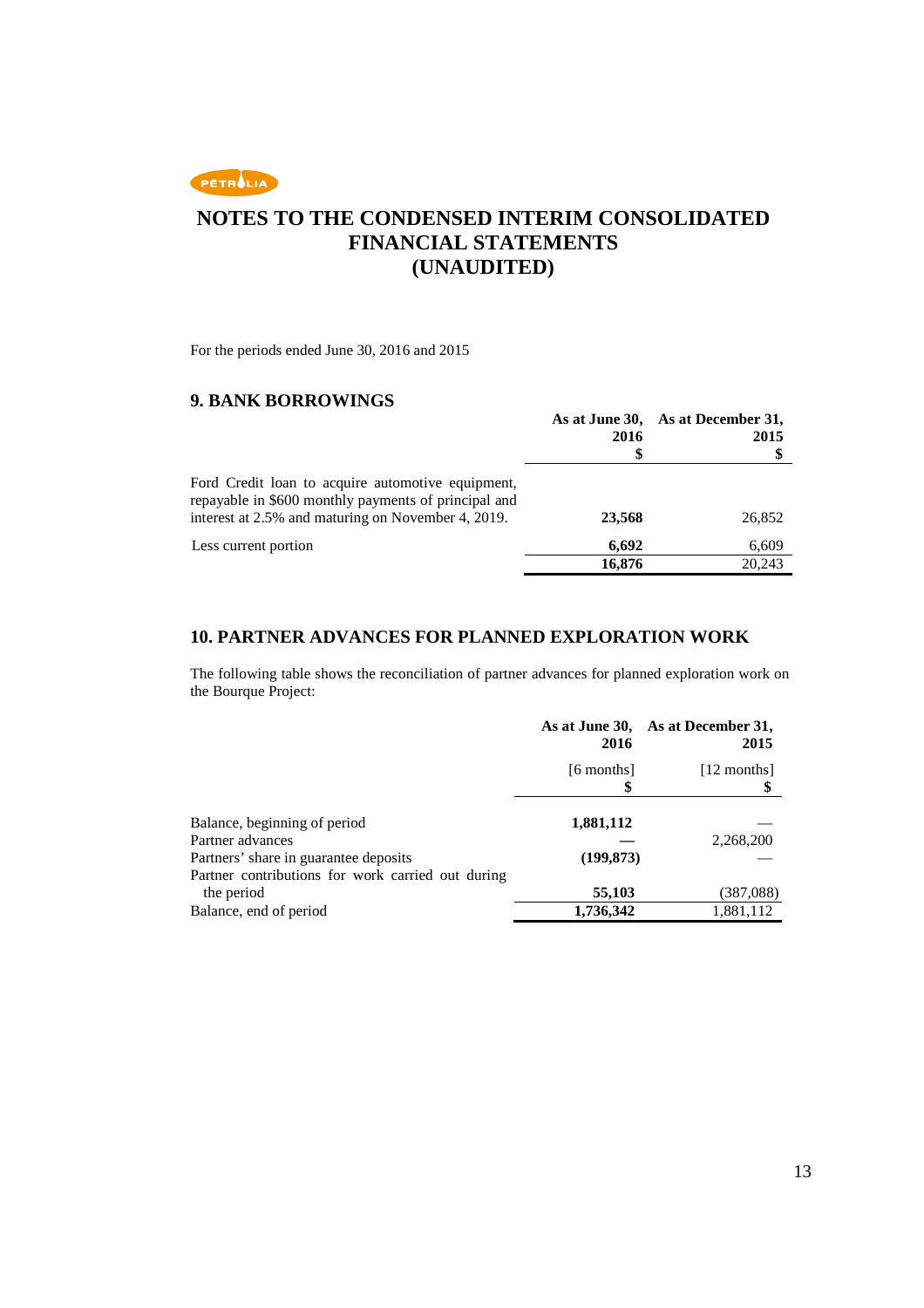# NOTES TO THE CONDENSED INTERIM CONSOLIDATED FINANCIAL STATEMENTS (UNAUDITED)

For the periods ended June 30, 2016 and 2015

## 9. BANK BORROWINGS

| | As at June 30, 2016 $ | As at December 31, 2015 $ |
|---|---|---|
| Ford Credit loan to acquire automotive equipment, repayable in $600 monthly payments of principal and interest at 2.5% and maturing on November 4, 2019. | **23,568** | 26,852 |
| Less current portion | **6,692** | 6,609 |
| | **16,876** | 20,243 |

## 10. PARTNER ADVANCES FOR PLANNED EXPLORATION WORK

The following table shows the reconciliation of partner advances for planned exploration work on the Bourque Project:

| | As at June 30, 2016 | As at December 31, 2015 |
|---|---|---|
| | [6 months] $ | [12 months] $ |
| Balance, beginning of period | **1,881,112** | — |
| Partner advances | **—** | 2,268,200 |
| Partners' share in guarantee deposits | **(199,873)** | — |
| Partner contributions for work carried out during the period | **55,103** | (387,088) |
| Balance, end of period | **1,736,342** | 1,881,112 |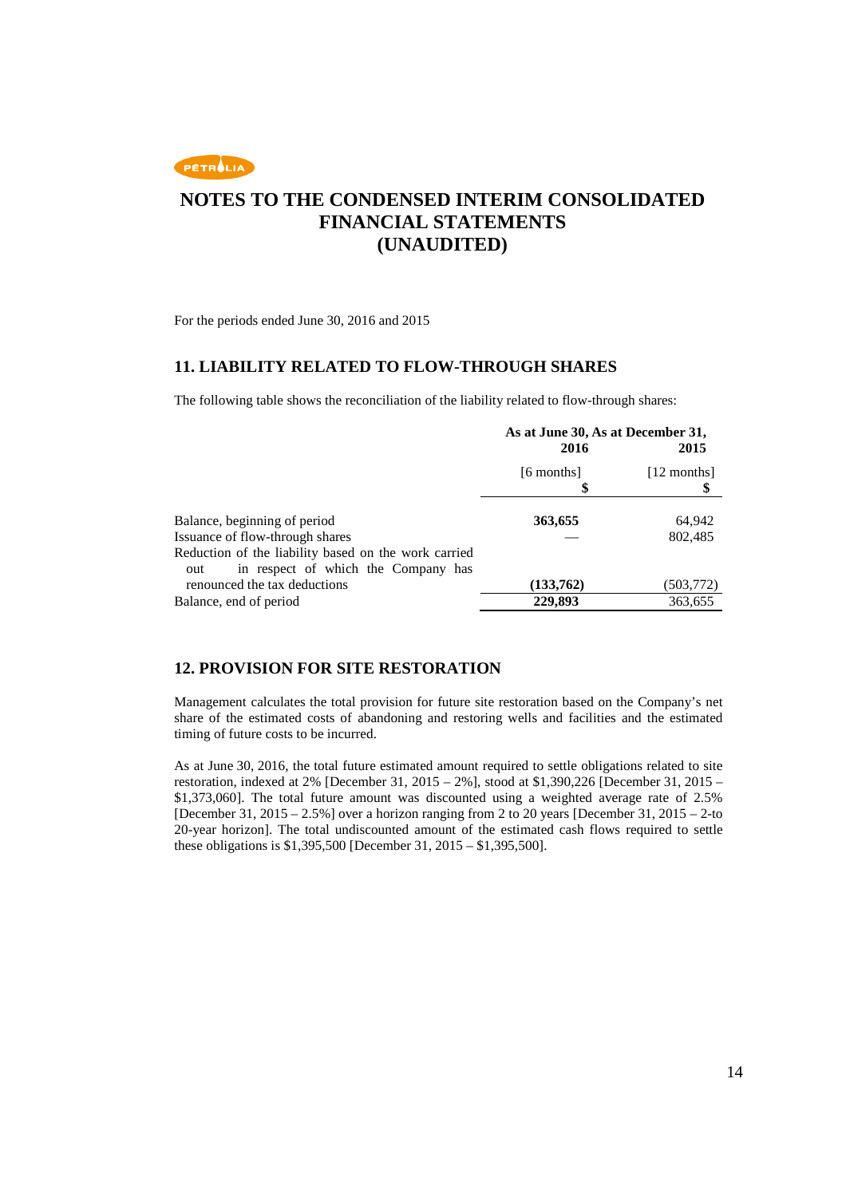# NOTES TO THE CONDENSED INTERIM CONSOLIDATED FINANCIAL STATEMENTS (UNAUDITED)

For the periods ended June 30, 2016 and 2015

## 11. LIABILITY RELATED TO FLOW-THROUGH SHARES

The following table shows the reconciliation of the liability related to flow-through shares:

| | **As at June 30, 2016** | **As at December 31, 2015** |
|---|---|---|
| | [6 months] | [12 months] |
| | **$** | **$** |
| Balance, beginning of period | **363,655** | 64,942 |
| Issuance of flow-through shares | — | 802,485 |
| Reduction of the liability based on the work carried out in respect of which the Company has renounced the tax deductions | **(133,762)** | (503,772) |
| Balance, end of period | **229,893** | 363,655 |

## 12. PROVISION FOR SITE RESTORATION

Management calculates the total provision for future site restoration based on the Company's net share of the estimated costs of abandoning and restoring wells and facilities and the estimated timing of future costs to be incurred.

As at June 30, 2016, the total future estimated amount required to settle obligations related to site restoration, indexed at 2% [December 31, 2015 – 2%], stood at $1,390,226 [December 31, 2015 – $1,373,060]. The total future amount was discounted using a weighted average rate of 2.5% [December 31, 2015 – 2.5%] over a horizon ranging from 2 to 20 years [December 31, 2015 – 2-to 20-year horizon]. The total undiscounted amount of the estimated cash flows required to settle these obligations is $1,395,500 [December 31, 2015 – $1,395,500].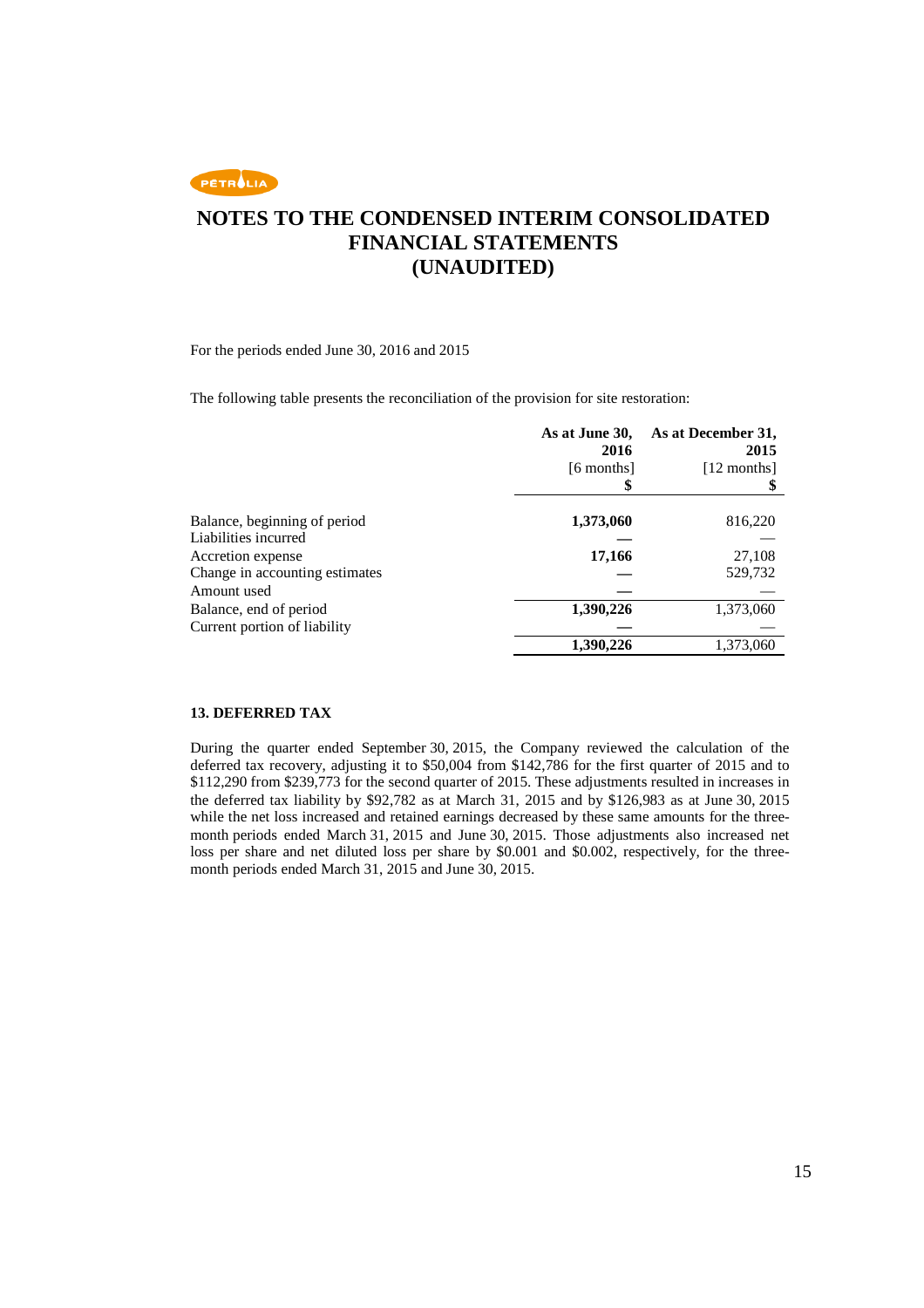# NOTES TO THE CONDENSED INTERIM CONSOLIDATED FINANCIAL STATEMENTS (UNAUDITED)

For the periods ended June 30, 2016 and 2015

The following table presents the reconciliation of the provision for site restoration:

| | **As at June 30, 2016** [6 months] **$** | **As at December 31, 2015** [12 months] **$** |
|---|---|---|
| Balance, beginning of period | **1,373,060** | 816,220 |
| Liabilities incurred | **—** | — |
| Accretion expense | **17,166** | 27,108 |
| Change in accounting estimates | **—** | 529,732 |
| Amount used | **—** | — |
| Balance, end of period | **1,390,226** | 1,373,060 |
| Current portion of liability | **—** | — |
| | **1,390,226** | 1,373,060 |

## 13. DEFERRED TAX

During the quarter ended September 30, 2015, the Company reviewed the calculation of the deferred tax recovery, adjusting it to $50,004 from $142,786 for the first quarter of 2015 and to $112,290 from $239,773 for the second quarter of 2015. These adjustments resulted in increases in the deferred tax liability by $92,782 as at March 31, 2015 and by $126,983 as at June 30, 2015 while the net loss increased and retained earnings decreased by these same amounts for the three-month periods ended March 31, 2015 and June 30, 2015. Those adjustments also increased net loss per share and net diluted loss per share by $0.001 and $0.002, respectively, for the three-month periods ended March 31, 2015 and June 30, 2015.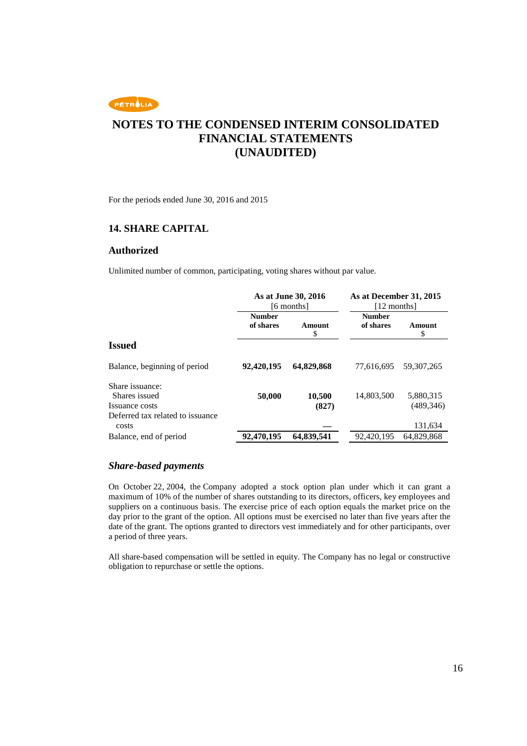# NOTES TO THE CONDENSED INTERIM CONSOLIDATED FINANCIAL STATEMENTS (UNAUDITED)

For the periods ended June 30, 2016 and 2015

## 14. SHARE CAPITAL

### Authorized

Unlimited number of common, participating, voting shares without par value.

| | As at June 30, 2016 [6 months] | | As at December 31, 2015 [12 months] | |
|---|---|---|---|---|
| | **Number of shares** | **Amount $** | **Number of shares** | **Amount $** |
| **Issued** | | | | |
| Balance, beginning of period | **92,420,195** | **64,829,868** | 77,616,695 | 59,307,265 |
| Share issuance: | | | | |
| Shares issued | **50,000** | **10,500** | 14,803,500 | 5,880,315 |
| Issuance costs | | **(827)** | | (489,346) |
| Deferred tax related to issuance costs | | **—** | | 131,634 |
| Balance, end of period | **92,470,195** | **64,839,541** | 92,420,195 | 64,829,868 |

### *Share-based payments*

On October 22, 2004, the Company adopted a stock option plan under which it can grant a maximum of 10% of the number of shares outstanding to its directors, officers, key employees and suppliers on a continuous basis. The exercise price of each option equals the market price on the day prior to the grant of the option. All options must be exercised no later than five years after the date of the grant. The options granted to directors vest immediately and for other participants, over a period of three years.

All share-based compensation will be settled in equity. The Company has no legal or constructive obligation to repurchase or settle the options.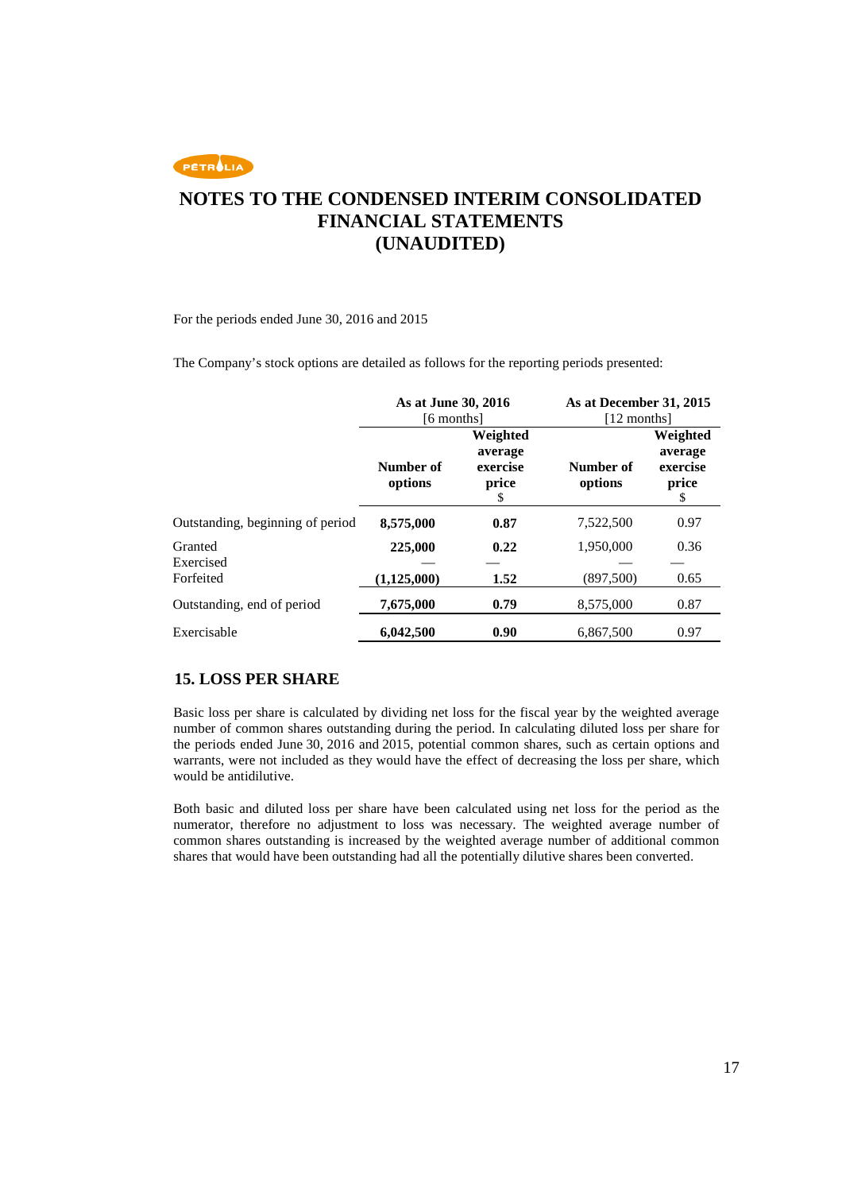# NOTES TO THE CONDENSED INTERIM CONSOLIDATED FINANCIAL STATEMENTS (UNAUDITED)

For the periods ended June 30, 2016 and 2015

The Company's stock options are detailed as follows for the reporting periods presented:

| | As at June 30, 2016 [6 months] | | As at December 31, 2015 [12 months] | |
|---|---|---|---|---|
| | **Number of options** | **Weighted average exercise price $** | **Number of options** | **Weighted average exercise price $** |
| Outstanding, beginning of period | **8,575,000** | **0.87** | 7,522,500 | 0.97 |
| Granted | **225,000** | **0.22** | 1,950,000 | 0.36 |
| Exercised | — | — | — | — |
| Forfeited | **(1,125,000)** | **1.52** | (897,500) | 0.65 |
| Outstanding, end of period | **7,675,000** | **0.79** | 8,575,000 | 0.87 |
| Exercisable | **6,042,500** | **0.90** | 6,867,500 | 0.97 |

## 15. LOSS PER SHARE

Basic loss per share is calculated by dividing net loss for the fiscal year by the weighted average number of common shares outstanding during the period. In calculating diluted loss per share for the periods ended June 30, 2016 and 2015, potential common shares, such as certain options and warrants, were not included as they would have the effect of decreasing the loss per share, which would be antidilutive.

Both basic and diluted loss per share have been calculated using net loss for the period as the numerator, therefore no adjustment to loss was necessary. The weighted average number of common shares outstanding is increased by the weighted average number of additional common shares that would have been outstanding had all the potentially dilutive shares been converted.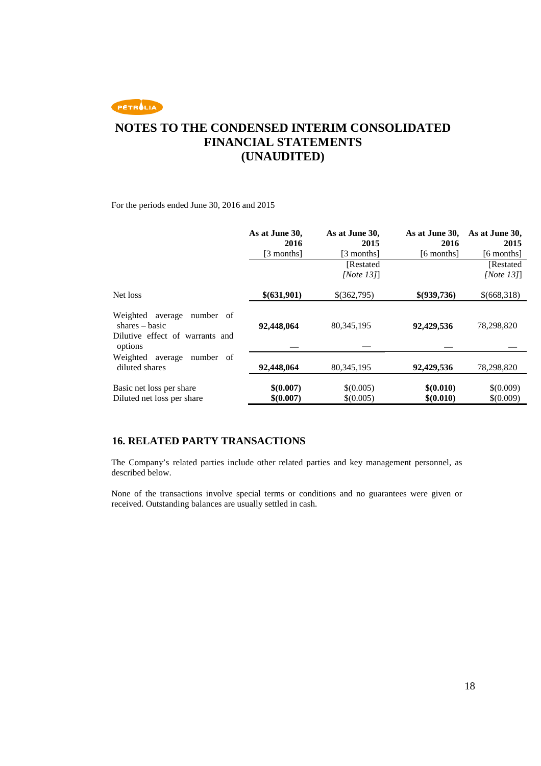# NOTES TO THE CONDENSED INTERIM CONSOLIDATED FINANCIAL STATEMENTS (UNAUDITED)

For the periods ended June 30, 2016 and 2015

| | **As at June 30, 2016** [3 months] | **As at June 30, 2015** [3 months] [Restated *[Note 13]*] | **As at June 30, 2016** [6 months] | **As at June 30, 2015** [6 months] [Restated *[Note 13]*] |
|---|---|---|---|---|
| Net loss | **$(631,901)** | $(362,795) | **$(939,736)** | $(668,318) |
| Weighted average number of shares – basic | **92,448,064** | 80,345,195 | **92,429,536** | 78,298,820 |
| Dilutive effect of warrants and options | **—** | — | **—** | **—** |
| Weighted average number of diluted shares | **92,448,064** | 80,345,195 | **92,429,536** | 78,298,820 |
| Basic net loss per share | **$(0.007)** | $(0.005) | **$(0.010)** | $(0.009) |
| Diluted net loss per share | **$(0.007)** | $(0.005) | **$(0.010)** | $(0.009) |

## 16. RELATED PARTY TRANSACTIONS

The Company's related parties include other related parties and key management personnel, as described below.

None of the transactions involve special terms or conditions and no guarantees were given or received. Outstanding balances are usually settled in cash.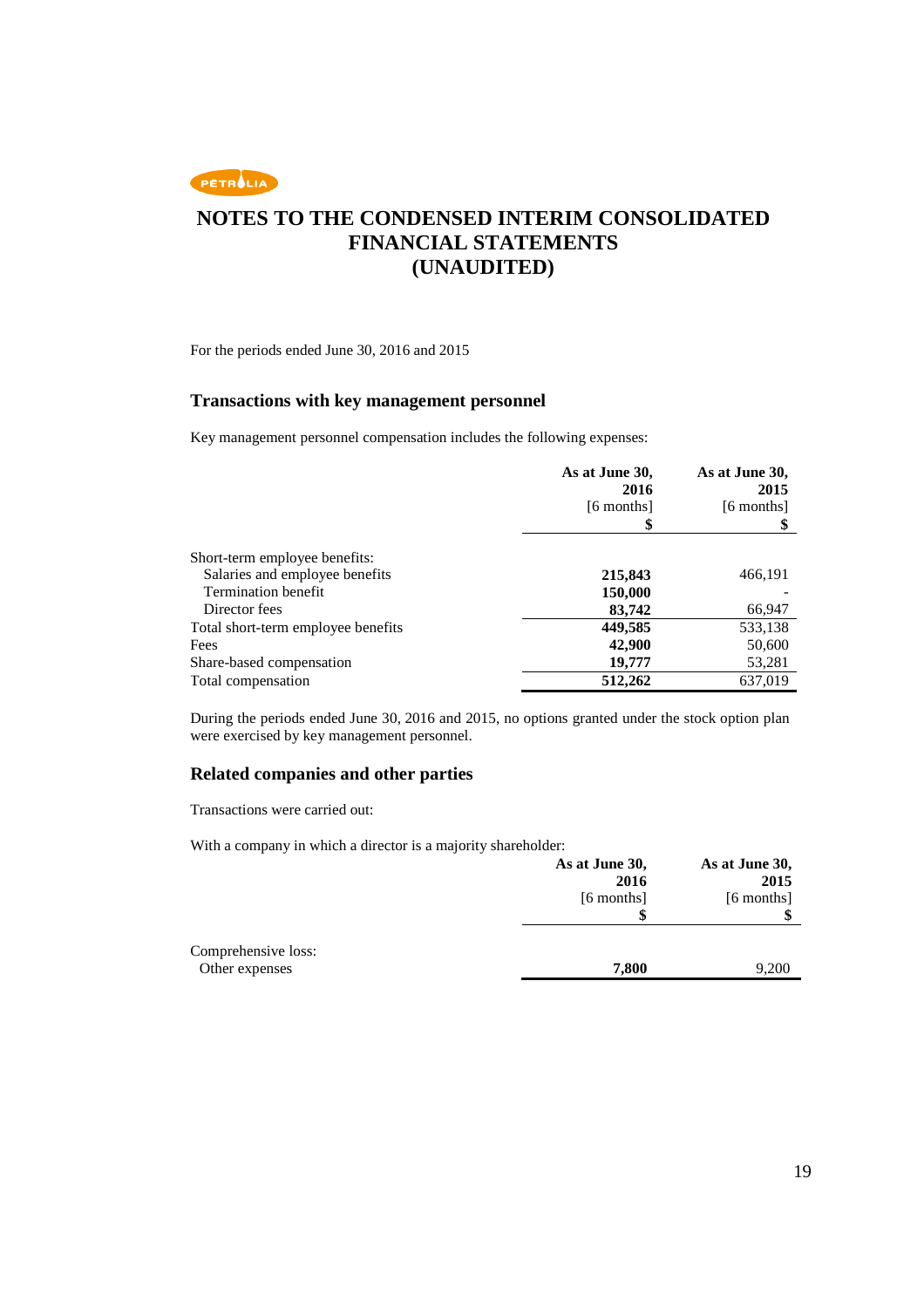# NOTES TO THE CONDENSED INTERIM CONSOLIDATED FINANCIAL STATEMENTS (UNAUDITED)

For the periods ended June 30, 2016 and 2015

### Transactions with key management personnel

Key management personnel compensation includes the following expenses:

| | As at June 30, 2016 [6 months] $ | As at June 30, 2015 [6 months] $ |
|---|---|---|
| Short-term employee benefits: | | |
| Salaries and employee benefits | **215,843** | 466,191 |
| Termination benefit | **150,000** | - |
| Director fees | **83,742** | 66,947 |
| Total short-term employee benefits | **449,585** | 533,138 |
| Fees | **42,900** | 50,600 |
| Share-based compensation | **19,777** | 53,281 |
| Total compensation | **512,262** | 637,019 |

During the periods ended June 30, 2016 and 2015, no options granted under the stock option plan were exercised by key management personnel.

### Related companies and other parties

Transactions were carried out:

With a company in which a director is a majority shareholder:

| | As at June 30, 2016 [6 months] $ | As at June 30, 2015 [6 months] $ |
|---|---|---|
| Comprehensive loss: | | |
| Other expenses | **7,800** | 9,200 |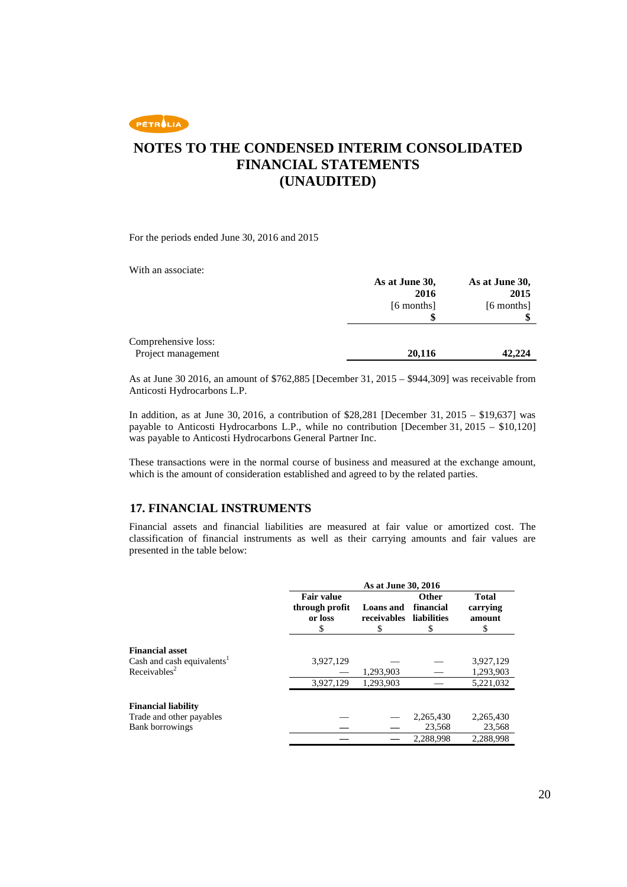# NOTES TO THE CONDENSED INTERIM CONSOLIDATED FINANCIAL STATEMENTS (UNAUDITED)

For the periods ended June 30, 2016 and 2015

With an associate:

| | As at June 30, 2016 [6 months] $ | As at June 30, 2015 [6 months] $ |
|---|---|---|
| Comprehensive loss: | | |
| Project management | **20,116** | **42,224** |

As at June 30 2016, an amount of $762,885 [December 31, 2015 – $944,309] was receivable from Anticosti Hydrocarbons L.P.

In addition, as at June 30, 2016, a contribution of $28,281 [December 31, 2015 – $19,637] was payable to Anticosti Hydrocarbons L.P., while no contribution [December 31, 2015 – $10,120] was payable to Anticosti Hydrocarbons General Partner Inc.

These transactions were in the normal course of business and measured at the exchange amount, which is the amount of consideration established and agreed to by the related parties.

## 17. FINANCIAL INSTRUMENTS

Financial assets and financial liabilities are measured at fair value or amortized cost. The classification of financial instruments as well as their carrying amounts and fair values are presented in the table below:

| | As at June 30, 2016 | | | |
|---|---|---|---|---|
| | Fair value through profit or loss $ | Loans and receivables $ | Other financial liabilities $ | Total carrying amount $ |
| **Financial asset** | | | | |
| Cash and cash equivalents[1] | 3,927,129 | — | — | 3,927,129 |
| Receivables[2] | — | 1,293,903 | — | 1,293,903 |
| | 3,927,129 | 1,293,903 | — | 5,221,032 |
| **Financial liability** | | | | |
| Trade and other payables | — | — | 2,265,430 | 2,265,430 |
| Bank borrowings | — | — | 23,568 | 23,568 |
| | — | — | 2,288,998 | 2,288,998 |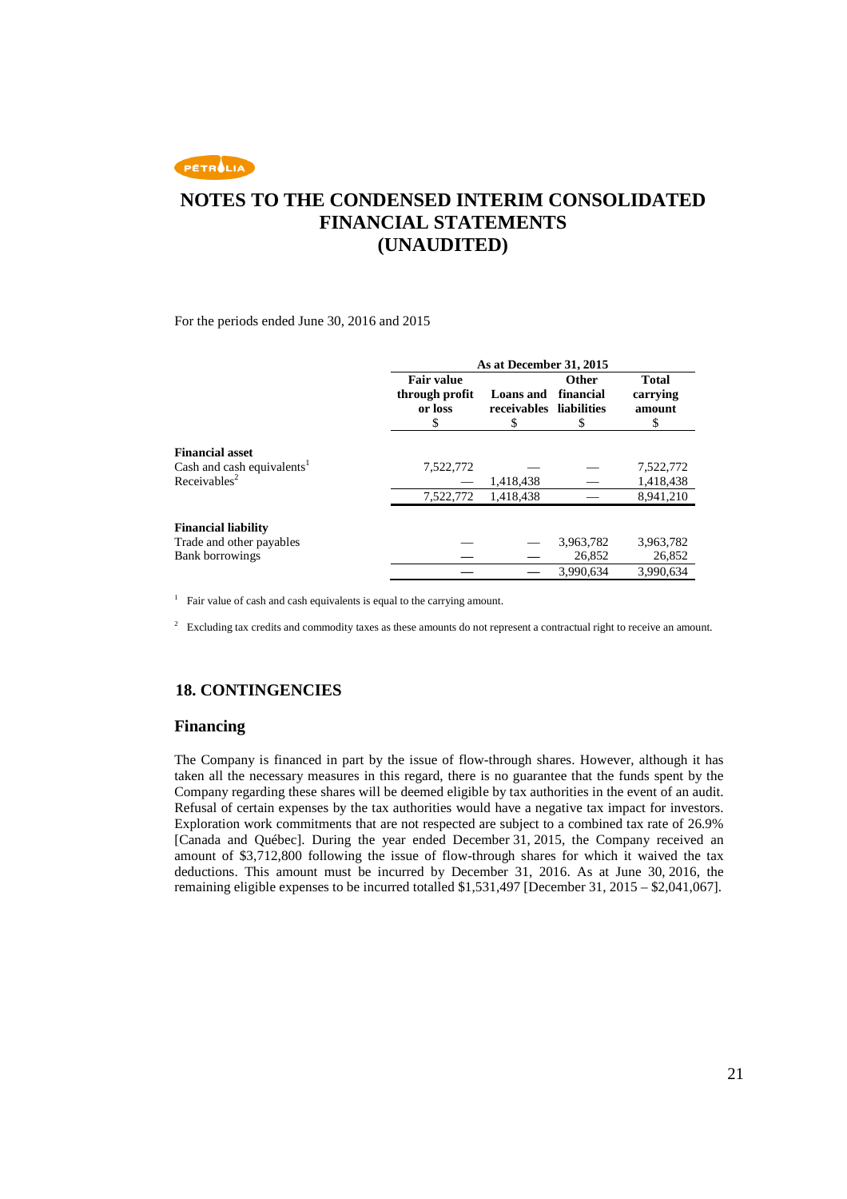# NOTES TO THE CONDENSED INTERIM CONSOLIDATED FINANCIAL STATEMENTS (UNAUDITED)

For the periods ended June 30, 2016 and 2015

| | As at December 31, 2015 | | | |
|---|---|---|---|---|
| | Fair value through profit or loss $ | Loans and receivables $ | Other financial liabilities $ | Total carrying amount $ |
| **Financial asset** | | | | |
| Cash and cash equivalents[1] | 7,522,772 | — | — | 7,522,772 |
| Receivables[2] | — | 1,418,438 | — | 1,418,438 |
| | 7,522,772 | 1,418,438 | — | 8,941,210 |
| **Financial liability** | | | | |
| Trade and other payables | — | — | 3,963,782 | 3,963,782 |
| Bank borrowings | — | — | 26,852 | 26,852 |
| | — | — | 3,990,634 | 3,990,634 |

[1] Fair value of cash and cash equivalents is equal to the carrying amount.

[2] Excluding tax credits and commodity taxes as these amounts do not represent a contractual right to receive an amount.

## 18. CONTINGENCIES

### Financing

The Company is financed in part by the issue of flow-through shares. However, although it has taken all the necessary measures in this regard, there is no guarantee that the funds spent by the Company regarding these shares will be deemed eligible by tax authorities in the event of an audit. Refusal of certain expenses by the tax authorities would have a negative tax impact for investors. Exploration work commitments that are not respected are subject to a combined tax rate of 26.9% [Canada and Québec]. During the year ended December 31, 2015, the Company received an amount of $3,712,800 following the issue of flow-through shares for which it waived the tax deductions. This amount must be incurred by December 31, 2016. As at June 30, 2016, the remaining eligible expenses to be incurred totalled $1,531,497 [December 31, 2015 – $2,041,067].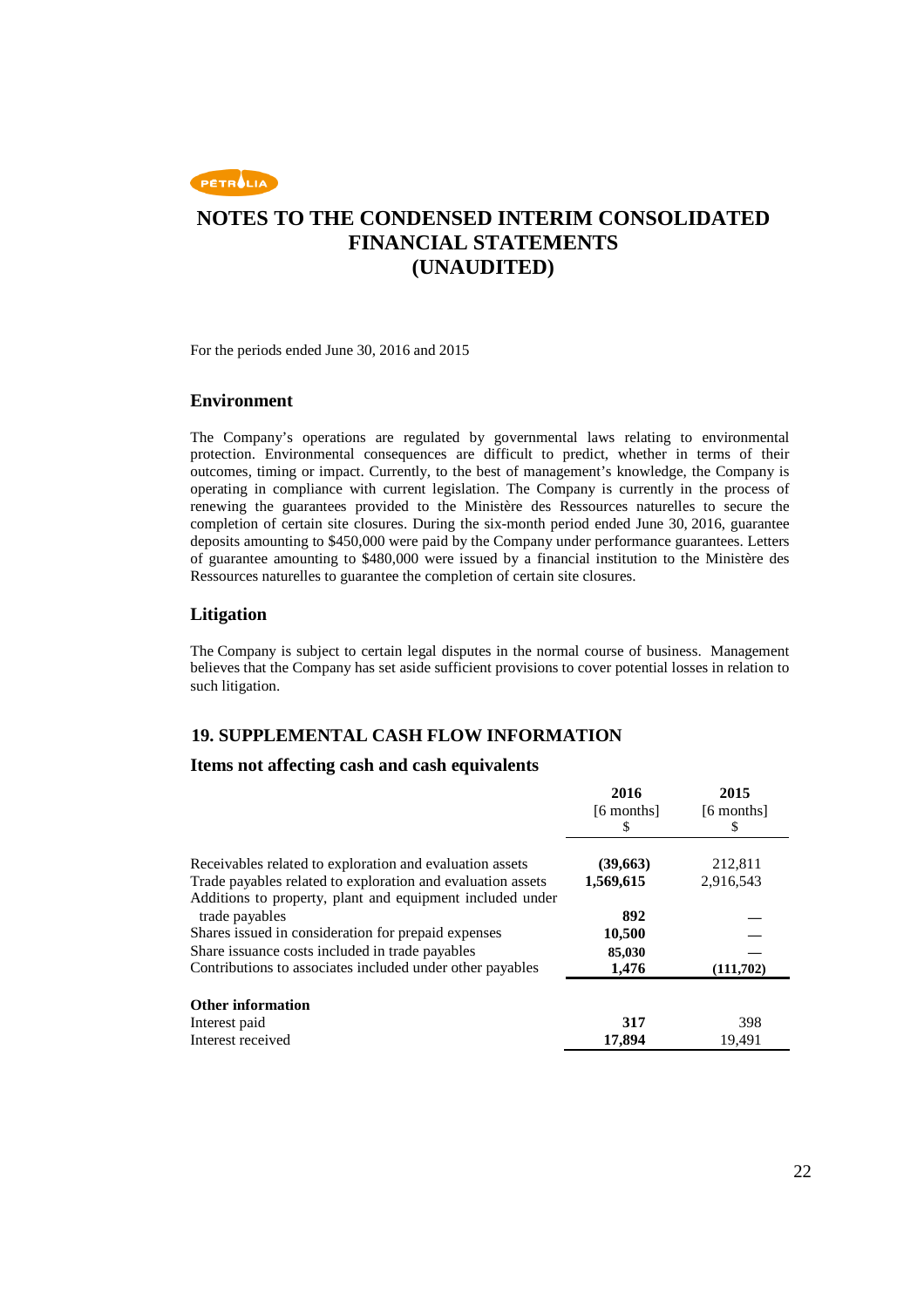# NOTES TO THE CONDENSED INTERIM CONSOLIDATED FINANCIAL STATEMENTS (UNAUDITED)

For the periods ended June 30, 2016 and 2015

## Environment

The Company's operations are regulated by governmental laws relating to environmental protection. Environmental consequences are difficult to predict, whether in terms of their outcomes, timing or impact. Currently, to the best of management's knowledge, the Company is operating in compliance with current legislation. The Company is currently in the process of renewing the guarantees provided to the Ministère des Ressources naturelles to secure the completion of certain site closures. During the six-month period ended June 30, 2016, guarantee deposits amounting to $450,000 were paid by the Company under performance guarantees. Letters of guarantee amounting to $480,000 were issued by a financial institution to the Ministère des Ressources naturelles to guarantee the completion of certain site closures.

## Litigation

The Company is subject to certain legal disputes in the normal course of business. Management believes that the Company has set aside sufficient provisions to cover potential losses in relation to such litigation.

## 19. SUPPLEMENTAL CASH FLOW INFORMATION

### Items not affecting cash and cash equivalents

| | 2016 [6 months] $ | 2015 [6 months] $ |
|---|---|---|
| Receivables related to exploration and evaluation assets | **(39,663)** | 212,811 |
| Trade payables related to exploration and evaluation assets | **1,569,615** | 2,916,543 |
| Additions to property, plant and equipment included under trade payables | **892** | — |
| Shares issued in consideration for prepaid expenses | **10,500** | — |
| Share issuance costs included in trade payables | **85,030** | — |
| Contributions to associates included under other payables | **1,476** | (111,702) |
| **Other information** | | |
| Interest paid | **317** | 398 |
| Interest received | **17,894** | 19,491 |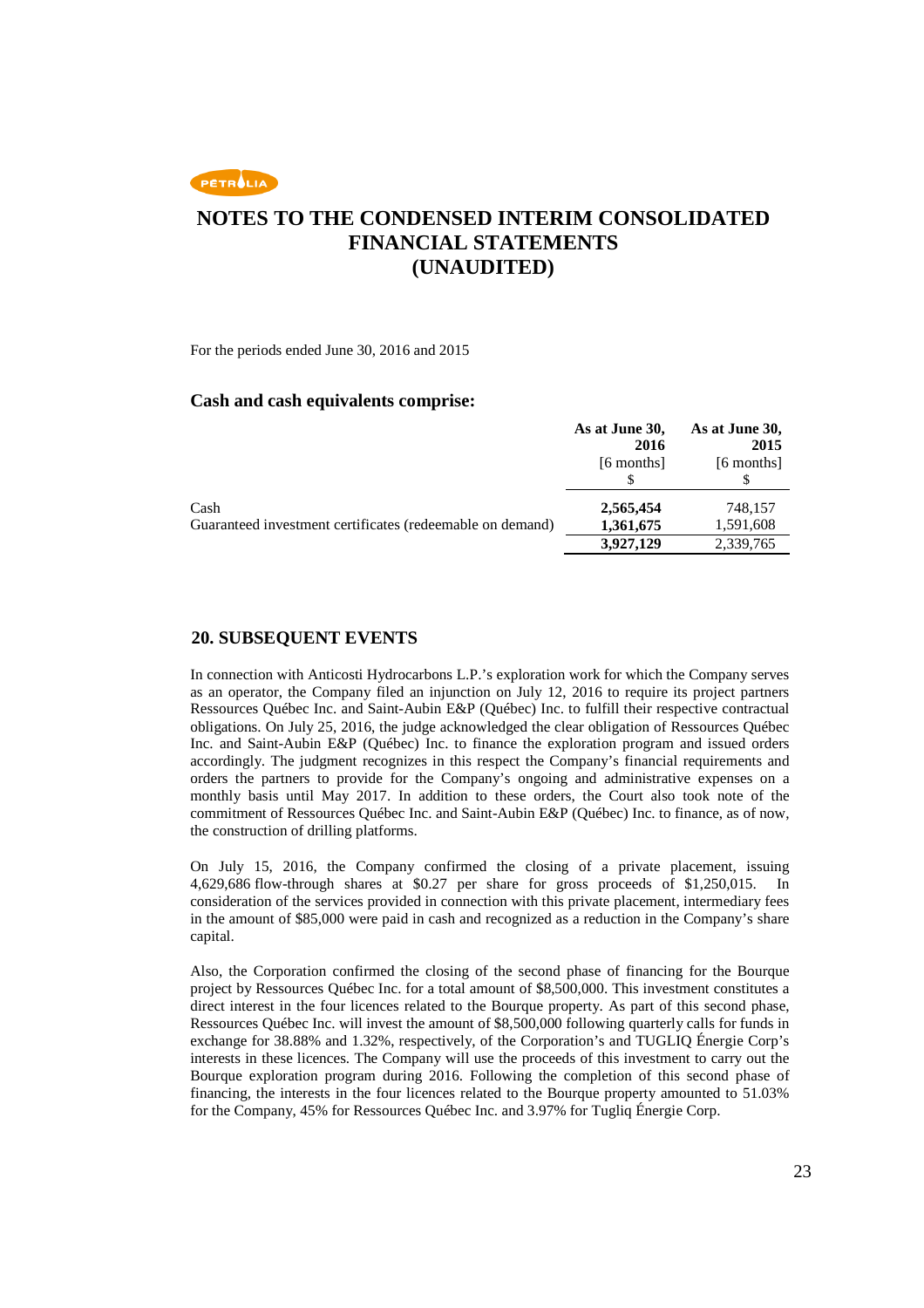# NOTES TO THE CONDENSED INTERIM CONSOLIDATED FINANCIAL STATEMENTS (UNAUDITED)

For the periods ended June 30, 2016 and 2015

### Cash and cash equivalents comprise:

| | As at June 30, 2016 [6 months] $ | As at June 30, 2015 [6 months] $ |
|---|---|---|
| Cash | **2,565,454** | 748,157 |
| Guaranteed investment certificates (redeemable on demand) | **1,361,675** | 1,591,608 |
| | **3,927,129** | 2,339,765 |

## 20. SUBSEQUENT EVENTS

In connection with Anticosti Hydrocarbons L.P.'s exploration work for which the Company serves as an operator, the Company filed an injunction on July 12, 2016 to require its project partners Ressources Québec Inc. and Saint-Aubin E&P (Québec) Inc. to fulfill their respective contractual obligations. On July 25, 2016, the judge acknowledged the clear obligation of Ressources Québec Inc. and Saint-Aubin E&P (Québec) Inc. to finance the exploration program and issued orders accordingly. The judgment recognizes in this respect the Company's financial requirements and orders the partners to provide for the Company's ongoing and administrative expenses on a monthly basis until May 2017. In addition to these orders, the Court also took note of the commitment of Ressources Québec Inc. and Saint-Aubin E&P (Québec) Inc. to finance, as of now, the construction of drilling platforms.

On July 15, 2016, the Company confirmed the closing of a private placement, issuing 4,629,686 flow-through shares at $0.27 per share for gross proceeds of $1,250,015. In consideration of the services provided in connection with this private placement, intermediary fees in the amount of $85,000 were paid in cash and recognized as a reduction in the Company's share capital.

Also, the Corporation confirmed the closing of the second phase of financing for the Bourque project by Ressources Québec Inc. for a total amount of $8,500,000. This investment constitutes a direct interest in the four licences related to the Bourque property. As part of this second phase, Ressources Québec Inc. will invest the amount of $8,500,000 following quarterly calls for funds in exchange for 38.88% and 1.32%, respectively, of the Corporation's and TUGLIQ Énergie Corp's interests in these licences. The Company will use the proceeds of this investment to carry out the Bourque exploration program during 2016. Following the completion of this second phase of financing, the interests in the four licences related to the Bourque property amounted to 51.03% for the Company, 45% for Ressources Québec Inc. and 3.97% for Tugliq Énergie Corp.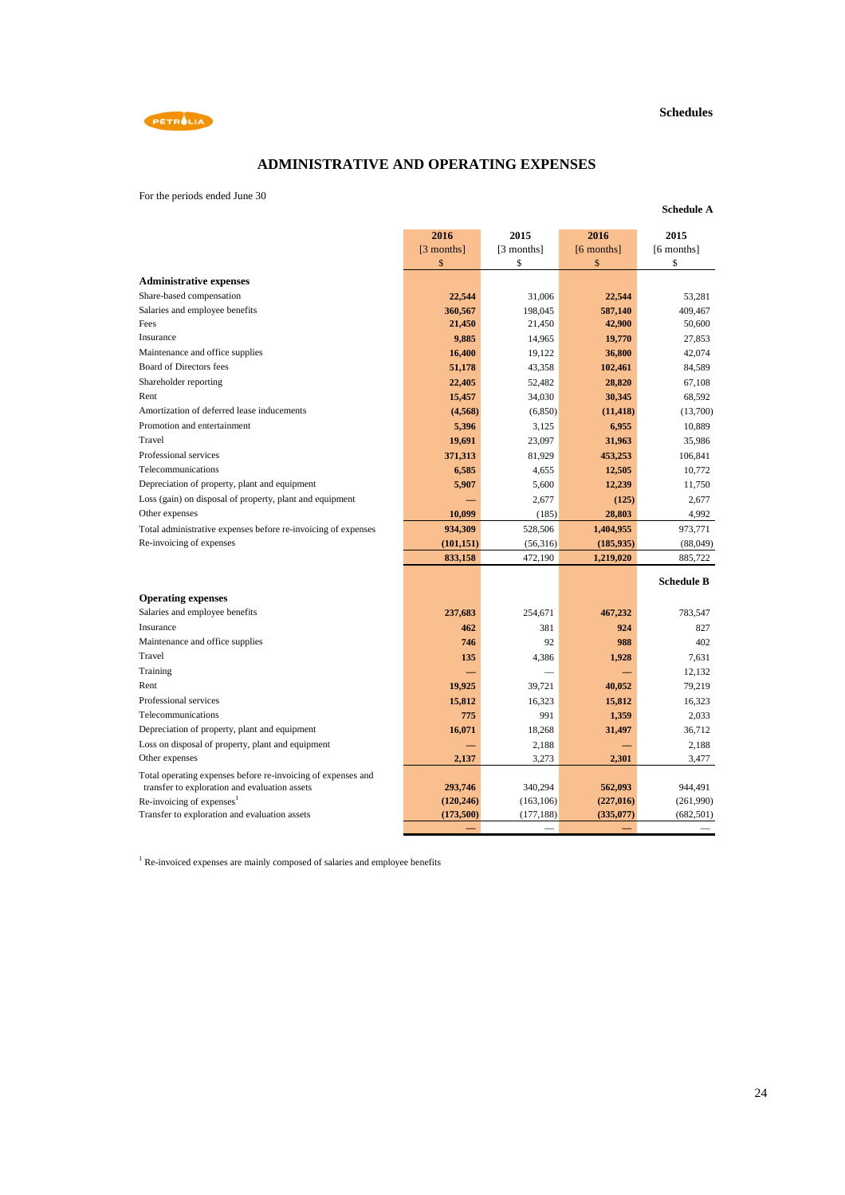Schedules

## ADMINISTRATIVE AND OPERATING EXPENSES

For the periods ended June 30

**Schedule A**

| | 2016 [3 months] $ | 2015 [3 months] $ | 2016 [6 months] $ | 2015 [6 months] $ |
|---|---|---|---|---|
| **Administrative expenses** | | | | |
| Share-based compensation | **22,544** | 31,006 | **22,544** | 53,281 |
| Salaries and employee benefits | **360,567** | 198,045 | **587,140** | 409,467 |
| Fees | **21,450** | 21,450 | **42,900** | 50,600 |
| Insurance | **9,885** | 14,965 | **19,770** | 27,853 |
| Maintenance and office supplies | **16,400** | 19,122 | **36,800** | 42,074 |
| Board of Directors fees | **51,178** | 43,358 | **102,461** | 84,589 |
| Shareholder reporting | **22,405** | 52,482 | **28,820** | 67,108 |
| Rent | **15,457** | 34,030 | **30,345** | 68,592 |
| Amortization of deferred lease inducements | **(4,568)** | (6,850) | **(11,418)** | (13,700) |
| Promotion and entertainment | **5,396** | 3,125 | **6,955** | 10,889 |
| Travel | **19,691** | 23,097 | **31,963** | 35,986 |
| Professional services | **371,313** | 81,929 | **453,253** | 106,841 |
| Telecommunications | **6,585** | 4,655 | **12,505** | 10,772 |
| Depreciation of property, plant and equipment | **5,907** | 5,600 | **12,239** | 11,750 |
| Loss (gain) on disposal of property, plant and equipment | **—** | 2,677 | **(125)** | 2,677 |
| Other expenses | **10,099** | (185) | **28,803** | 4,992 |
| Total administrative expenses before re-invoicing of expenses | **934,309** | 528,506 | **1,404,955** | 973,771 |
| Re-invoicing of expenses | **(101,151)** | (56,316) | **(185,935)** | (88,049) |
| | **833,158** | 472,190 | **1,219,020** | 885,722 |

**Schedule B**

| | 2016 [3 months] $ | 2015 [3 months] $ | 2016 [6 months] $ | 2015 [6 months] $ |
|---|---|---|---|---|
| **Operating expenses** | | | | |
| Salaries and employee benefits | **237,683** | 254,671 | **467,232** | 783,547 |
| Insurance | **462** | 381 | **924** | 827 |
| Maintenance and office supplies | **746** | 92 | **988** | 402 |
| Travel | **135** | 4,386 | **1,928** | 7,631 |
| Training | **—** | — | **—** | 12,132 |
| Rent | **19,925** | 39,721 | **40,052** | 79,219 |
| Professional services | **15,812** | 16,323 | **15,812** | 16,323 |
| Telecommunications | **775** | 991 | **1,359** | 2,033 |
| Depreciation of property, plant and equipment | **16,071** | 18,268 | **31,497** | 36,712 |
| Loss on disposal of property, plant and equipment | **—** | 2,188 | **—** | 2,188 |
| Other expenses | **2,137** | 3,273 | **2,301** | 3,477 |
| Total operating expenses before re-invoicing of expenses and transfer to exploration and evaluation assets | **293,746** | 340,294 | **562,093** | 944,491 |
| Re-invoicing of expenses[1] | **(120,246)** | (163,106) | **(227,016)** | (261,990) |
| Transfer to exploration and evaluation assets | **(173,500)** | (177,188) | **(335,077)** | (682,501) |
| | **—** | — | **—** | — |

[1] Re-invoiced expenses are mainly composed of salaries and employee benefits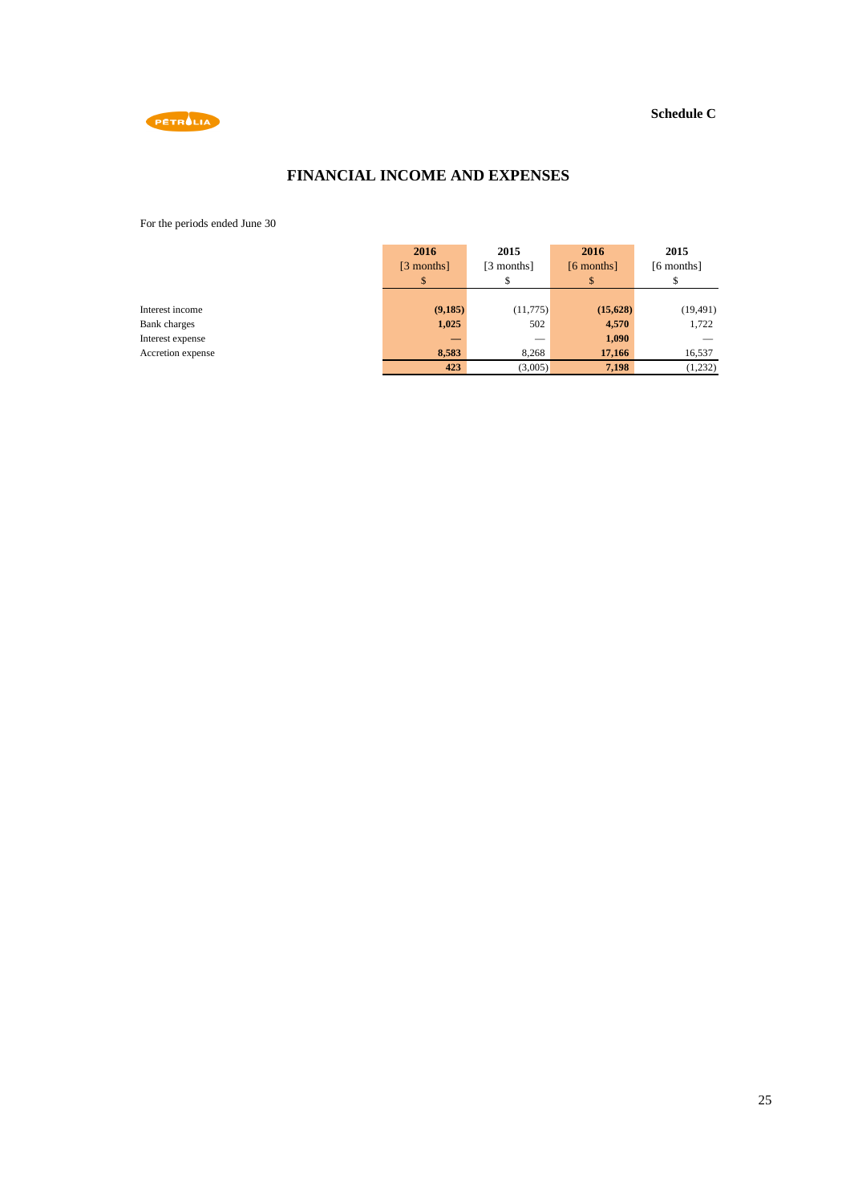Schedule C

# FINANCIAL INCOME AND EXPENSES

For the periods ended June 30

| | 2016 [3 months] $ | 2015 [3 months] $ | 2016 [6 months] $ | 2015 [6 months] $ |
|---|---|---|---|---|
| Interest income | **(9,185)** | (11,775) | **(15,628)** | (19,491) |
| Bank charges | **1,025** | 502 | **4,570** | 1,722 |
| Interest expense | **—** | — | **1,090** | — |
| Accretion expense | **8,583** | 8,268 | **17,166** | 16,537 |
| | **423** | (3,005) | **7,198** | (1,232) |